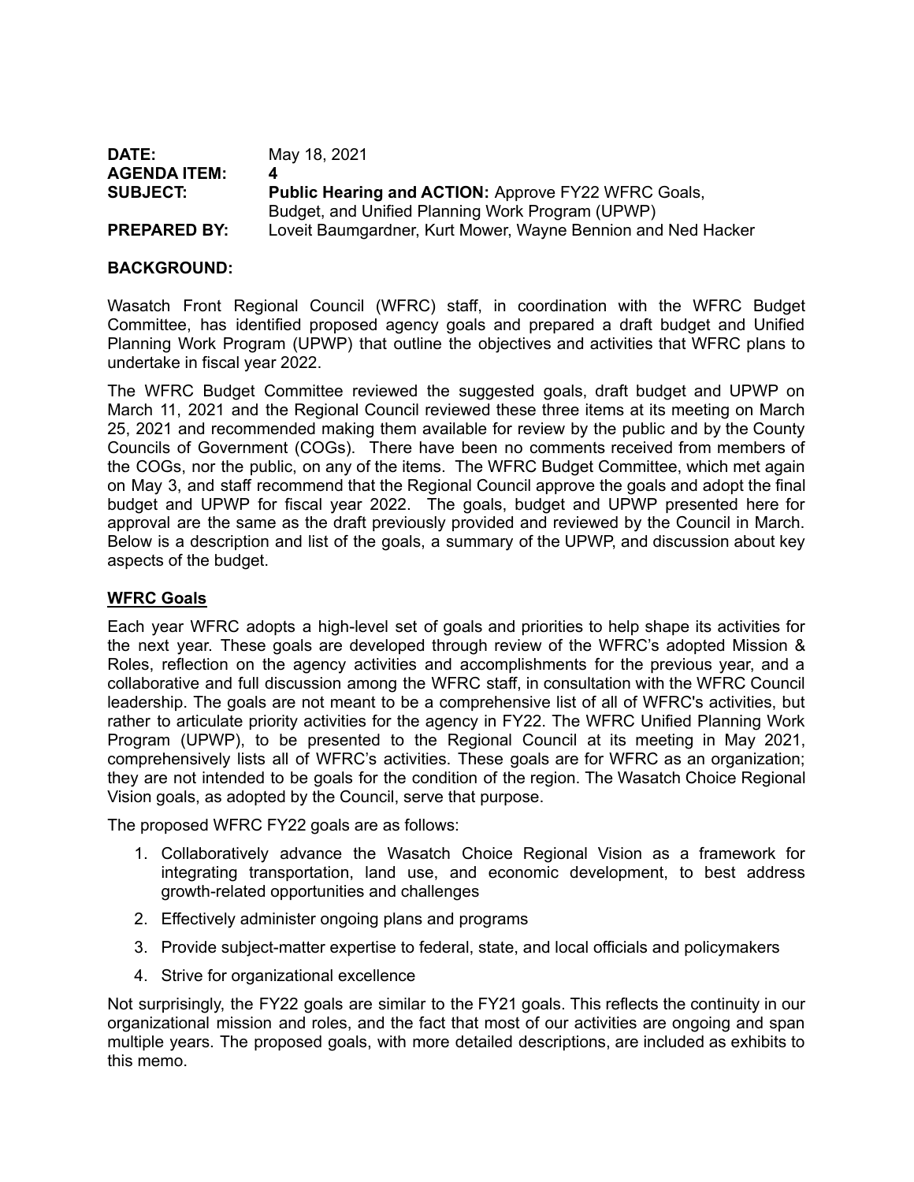**DATE:** May 18, 2021

**AGENDA ITEM:** 4

**SUBJECT:** **Public Hearing and ACTION:** Approve FY22 WFRC Goals, Budget, and Unified Planning Work Program (UPWP)

**PREPARED BY:** Loveit Baumgardner, Kurt Mower, Wayne Bennion and Ned Hacker

**BACKGROUND:**

Wasatch Front Regional Council (WFRC) staff, in coordination with the WFRC Budget Committee, has identified proposed agency goals and prepared a draft budget and Unified Planning Work Program (UPWP) that outline the objectives and activities that WFRC plans to undertake in fiscal year 2022.

The WFRC Budget Committee reviewed the suggested goals, draft budget and UPWP on March 11, 2021 and the Regional Council reviewed these three items at its meeting on March 25, 2021 and recommended making them available for review by the public and by the County Councils of Government (COGs). There have been no comments received from members of the COGs, nor the public, on any of the items. The WFRC Budget Committee, which met again on May 3, and staff recommend that the Regional Council approve the goals and adopt the final budget and UPWP for fiscal year 2022. The goals, budget and UPWP presented here for approval are the same as the draft previously provided and reviewed by the Council in March. Below is a description and list of the goals, a summary of the UPWP, and discussion about key aspects of the budget.

**WFRC Goals**

Each year WFRC adopts a high-level set of goals and priorities to help shape its activities for the next year. These goals are developed through review of the WFRC's adopted Mission & Roles, reflection on the agency activities and accomplishments for the previous year, and a collaborative and full discussion among the WFRC staff, in consultation with the WFRC Council leadership. The goals are not meant to be a comprehensive list of all of WFRC's activities, but rather to articulate priority activities for the agency in FY22. The WFRC Unified Planning Work Program (UPWP), to be presented to the Regional Council at its meeting in May 2021, comprehensively lists all of WFRC's activities. These goals are for WFRC as an organization; they are not intended to be goals for the condition of the region. The Wasatch Choice Regional Vision goals, as adopted by the Council, serve that purpose.

The proposed WFRC FY22 goals are as follows:

1. Collaboratively advance the Wasatch Choice Regional Vision as a framework for integrating transportation, land use, and economic development, to best address growth-related opportunities and challenges
2. Effectively administer ongoing plans and programs
3. Provide subject-matter expertise to federal, state, and local officials and policymakers
4. Strive for organizational excellence

Not surprisingly, the FY22 goals are similar to the FY21 goals. This reflects the continuity in our organizational mission and roles, and the fact that most of our activities are ongoing and span multiple years. The proposed goals, with more detailed descriptions, are included as exhibits to this memo.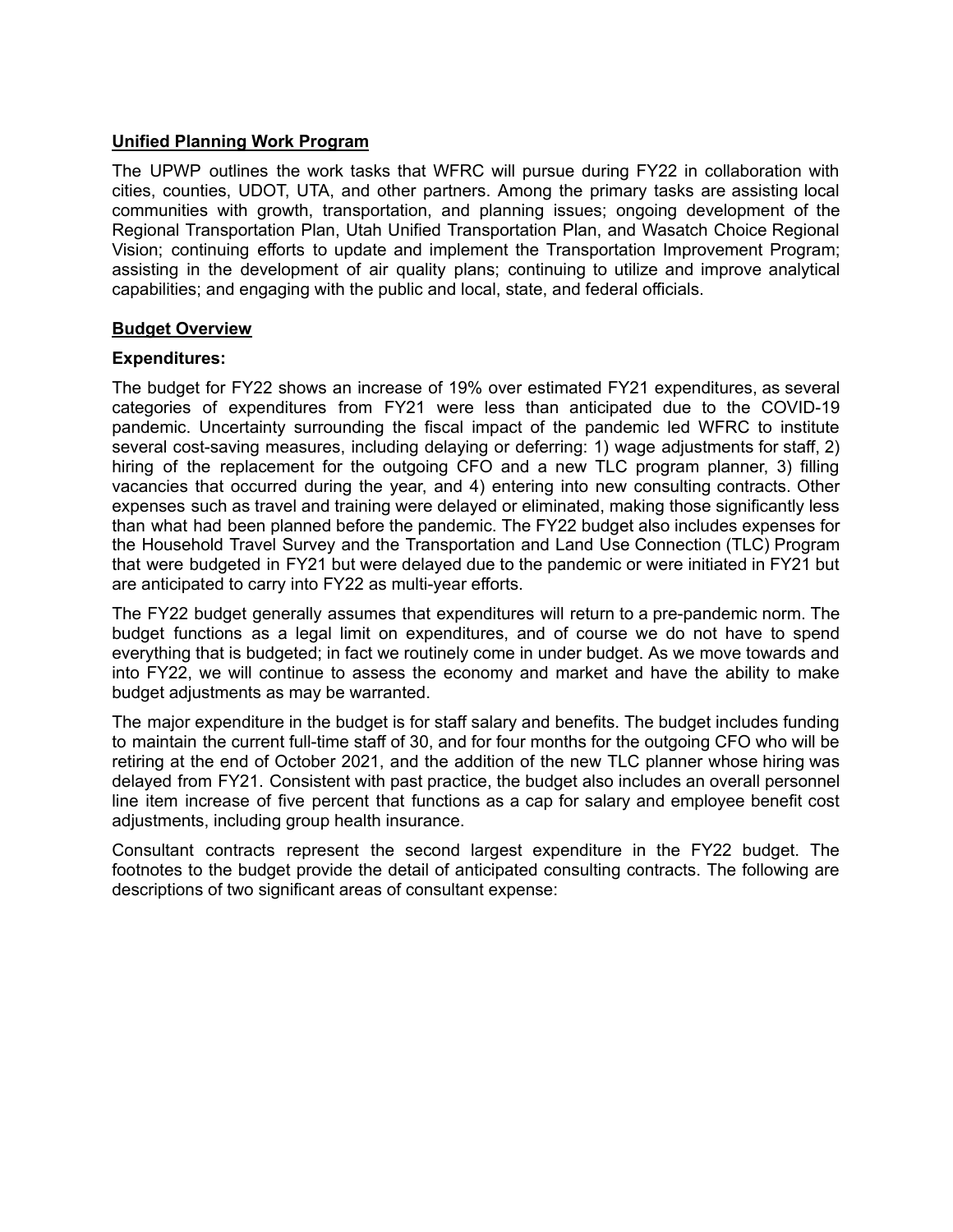## Unified Planning Work Program

The UPWP outlines the work tasks that WFRC will pursue during FY22 in collaboration with cities, counties, UDOT, UTA, and other partners. Among the primary tasks are assisting local communities with growth, transportation, and planning issues; ongoing development of the Regional Transportation Plan, Utah Unified Transportation Plan, and Wasatch Choice Regional Vision; continuing efforts to update and implement the Transportation Improvement Program; assisting in the development of air quality plans; continuing to utilize and improve analytical capabilities; and engaging with the public and local, state, and federal officials.

## Budget Overview

### Expenditures:

The budget for FY22 shows an increase of 19% over estimated FY21 expenditures, as several categories of expenditures from FY21 were less than anticipated due to the COVID-19 pandemic. Uncertainty surrounding the fiscal impact of the pandemic led WFRC to institute several cost-saving measures, including delaying or deferring: 1) wage adjustments for staff, 2) hiring of the replacement for the outgoing CFO and a new TLC program planner, 3) filling vacancies that occurred during the year, and 4) entering into new consulting contracts. Other expenses such as travel and training were delayed or eliminated, making those significantly less than what had been planned before the pandemic. The FY22 budget also includes expenses for the Household Travel Survey and the Transportation and Land Use Connection (TLC) Program that were budgeted in FY21 but were delayed due to the pandemic or were initiated in FY21 but are anticipated to carry into FY22 as multi-year efforts.

The FY22 budget generally assumes that expenditures will return to a pre-pandemic norm. The budget functions as a legal limit on expenditures, and of course we do not have to spend everything that is budgeted; in fact we routinely come in under budget. As we move towards and into FY22, we will continue to assess the economy and market and have the ability to make budget adjustments as may be warranted.

The major expenditure in the budget is for staff salary and benefits. The budget includes funding to maintain the current full-time staff of 30, and for four months for the outgoing CFO who will be retiring at the end of October 2021, and the addition of the new TLC planner whose hiring was delayed from FY21. Consistent with past practice, the budget also includes an overall personnel line item increase of five percent that functions as a cap for salary and employee benefit cost adjustments, including group health insurance.

Consultant contracts represent the second largest expenditure in the FY22 budget. The footnotes to the budget provide the detail of anticipated consulting contracts. The following are descriptions of two significant areas of consultant expense: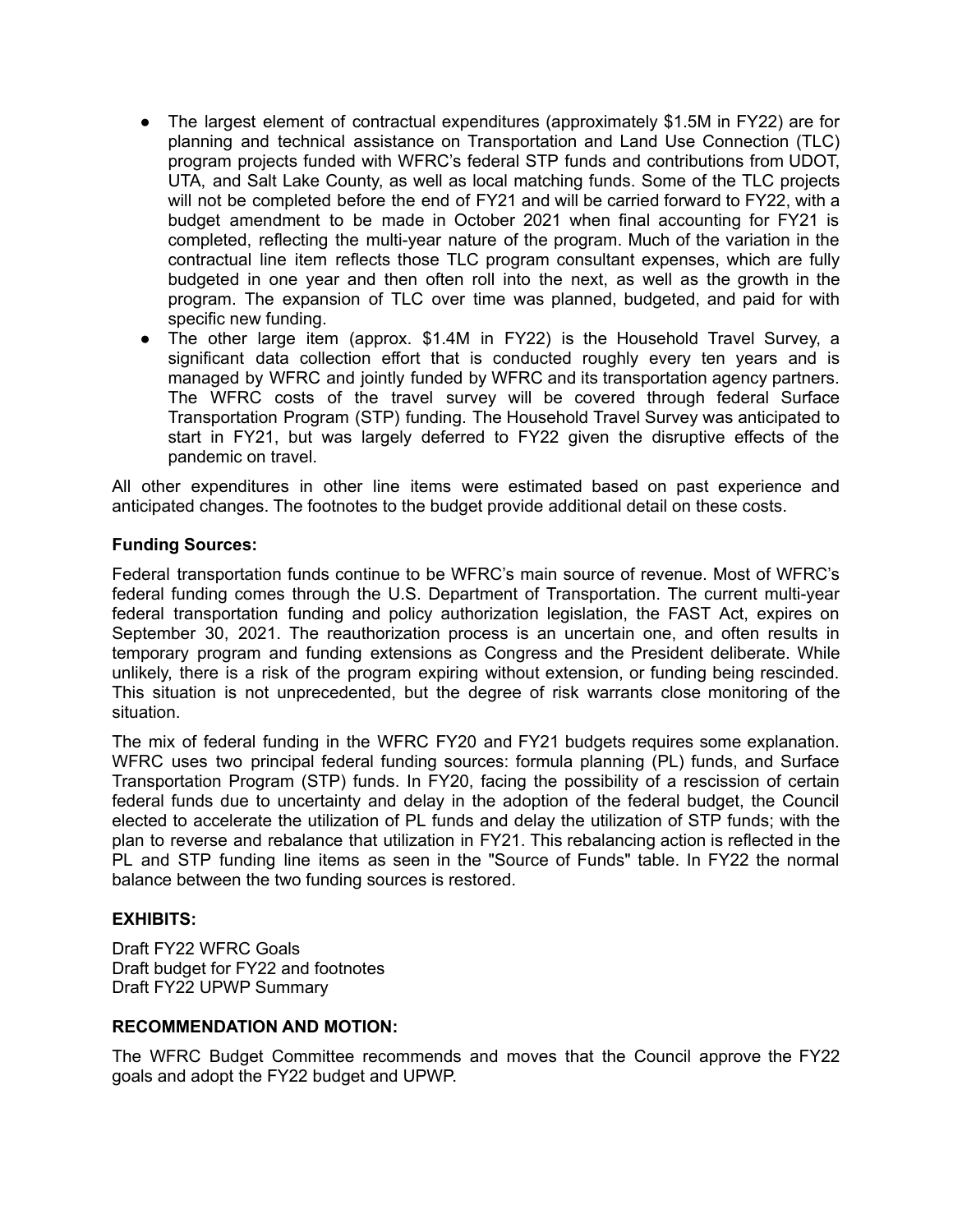- The largest element of contractual expenditures (approximately $1.5M in FY22) are for planning and technical assistance on Transportation and Land Use Connection (TLC) program projects funded with WFRC's federal STP funds and contributions from UDOT, UTA, and Salt Lake County, as well as local matching funds. Some of the TLC projects will not be completed before the end of FY21 and will be carried forward to FY22, with a budget amendment to be made in October 2021 when final accounting for FY21 is completed, reflecting the multi-year nature of the program. Much of the variation in the contractual line item reflects those TLC program consultant expenses, which are fully budgeted in one year and then often roll into the next, as well as the growth in the program. The expansion of TLC over time was planned, budgeted, and paid for with specific new funding.
- The other large item (approx. $1.4M in FY22) is the Household Travel Survey, a significant data collection effort that is conducted roughly every ten years and is managed by WFRC and jointly funded by WFRC and its transportation agency partners. The WFRC costs of the travel survey will be covered through federal Surface Transportation Program (STP) funding. The Household Travel Survey was anticipated to start in FY21, but was largely deferred to FY22 given the disruptive effects of the pandemic on travel.

All other expenditures in other line items were estimated based on past experience and anticipated changes. The footnotes to the budget provide additional detail on these costs.

**Funding Sources:**

Federal transportation funds continue to be WFRC's main source of revenue. Most of WFRC's federal funding comes through the U.S. Department of Transportation. The current multi-year federal transportation funding and policy authorization legislation, the FAST Act, expires on September 30, 2021. The reauthorization process is an uncertain one, and often results in temporary program and funding extensions as Congress and the President deliberate. While unlikely, there is a risk of the program expiring without extension, or funding being rescinded. This situation is not unprecedented, but the degree of risk warrants close monitoring of the situation.

The mix of federal funding in the WFRC FY20 and FY21 budgets requires some explanation. WFRC uses two principal federal funding sources: formula planning (PL) funds, and Surface Transportation Program (STP) funds. In FY20, facing the possibility of a rescission of certain federal funds due to uncertainty and delay in the adoption of the federal budget, the Council elected to accelerate the utilization of PL funds and delay the utilization of STP funds; with the plan to reverse and rebalance that utilization in FY21. This rebalancing action is reflected in the PL and STP funding line items as seen in the "Source of Funds" table. In FY22 the normal balance between the two funding sources is restored.

**EXHIBITS:**

Draft FY22 WFRC Goals
Draft budget for FY22 and footnotes
Draft FY22 UPWP Summary

**RECOMMENDATION AND MOTION:**

The WFRC Budget Committee recommends and moves that the Council approve the FY22 goals and adopt the FY22 budget and UPWP.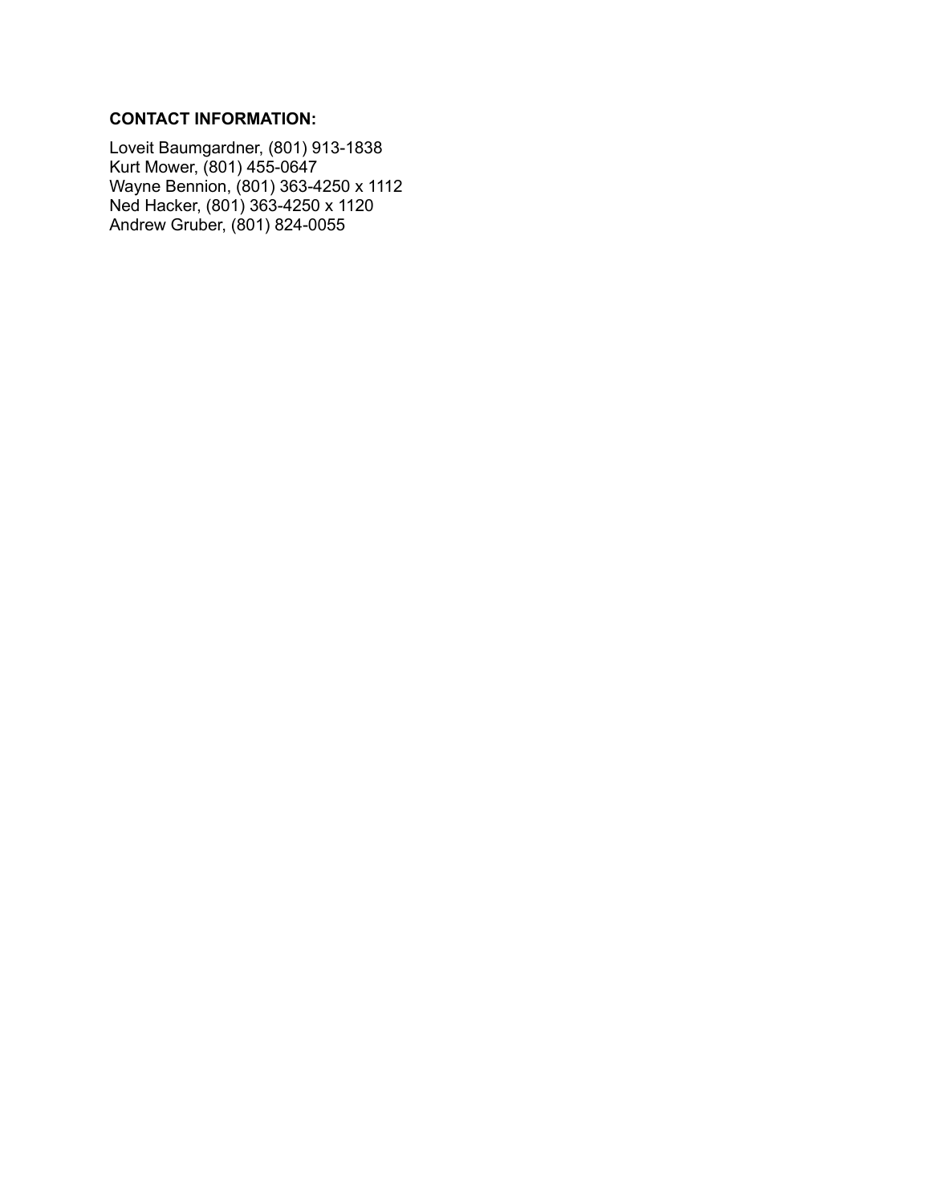**CONTACT INFORMATION:**

Loveit Baumgardner, (801) 913-1838
Kurt Mower, (801) 455-0647
Wayne Bennion, (801) 363-4250 x 1112
Ned Hacker, (801) 363-4250 x 1120
Andrew Gruber, (801) 824-0055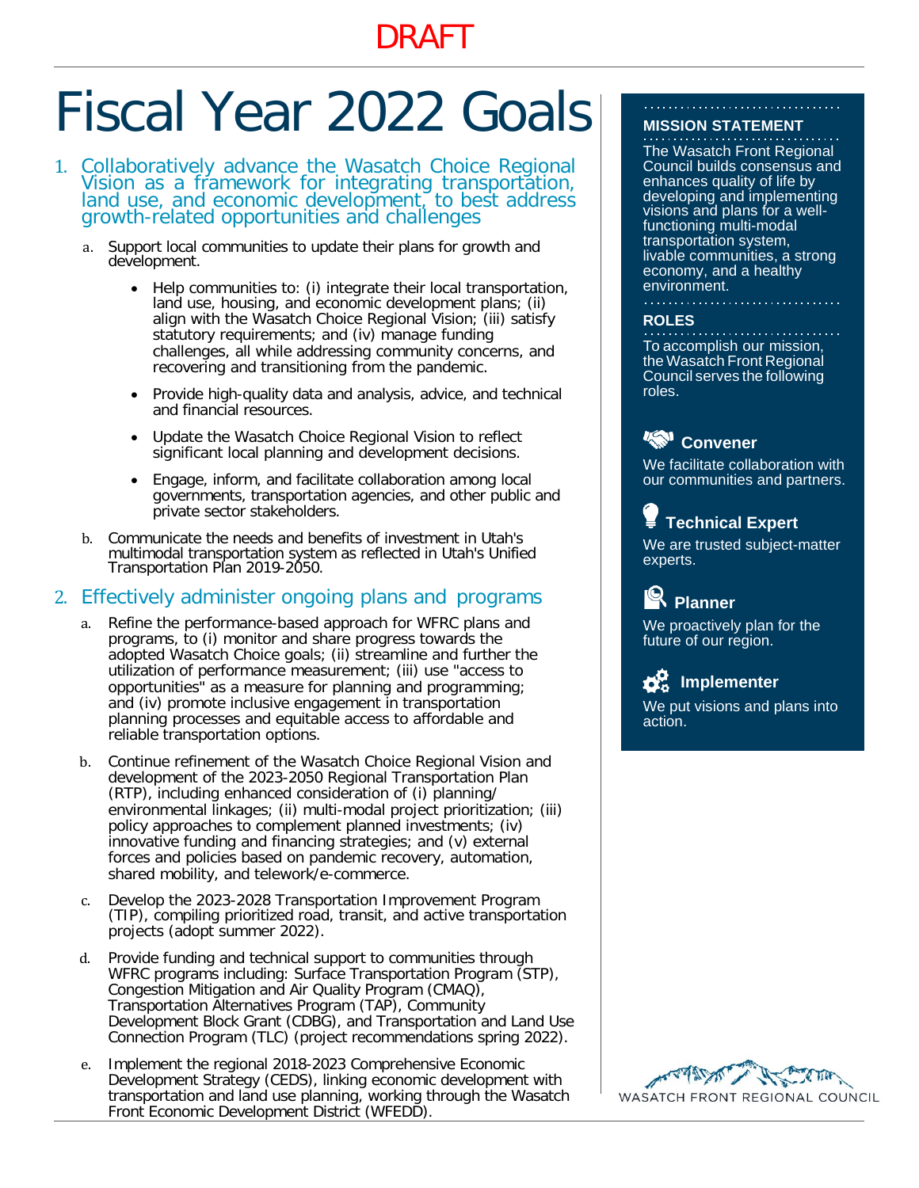DRAFT

# Fiscal Year 2022 Goals

## 1. Collaboratively advance the Wasatch Choice Regional Vision as a framework for integrating transportation, land use, and economic development, to best address growth-related opportunities and challenges

a. Support local communities to update their plans for growth and development.

- Help communities to: (i) integrate their local transportation, land use, housing, and economic development plans; (ii) align with the Wasatch Choice Regional Vision; (iii) satisfy statutory requirements; and (iv) manage funding challenges, all while addressing community concerns, and recovering and transitioning from the pandemic.
- Provide high-quality data and analysis, advice, and technical and financial resources.
- Update the Wasatch Choice Regional Vision to reflect significant local planning and development decisions.
- Engage, inform, and facilitate collaboration among local governments, transportation agencies, and other public and private sector stakeholders.

b. Communicate the needs and benefits of investment in Utah's multimodal transportation system as reflected in Utah's Unified Transportation Plan 2019-2050.

## 2. Effectively administer ongoing plans and programs

a. Refine the performance-based approach for WFRC plans and programs, to (i) monitor and share progress towards the adopted Wasatch Choice goals; (ii) streamline and further the utilization of performance measurement; (iii) use "access to opportunities" as a measure for planning and programming; and (iv) promote inclusive engagement in transportation planning processes and equitable access to affordable and reliable transportation options.

b. Continue refinement of the Wasatch Choice Regional Vision and development of the 2023-2050 Regional Transportation Plan (RTP), including enhanced consideration of (i) planning/ environmental linkages; (ii) multi-modal project prioritization; (iii) policy approaches to complement planned investments; (iv) innovative funding and financing strategies; and (v) external forces and policies based on pandemic recovery, automation, shared mobility, and telework/e-commerce.

c. Develop the 2023-2028 Transportation Improvement Program (TIP), compiling prioritized road, transit, and active transportation projects (adopt summer 2022).

d. Provide funding and technical support to communities through WFRC programs including: Surface Transportation Program (STP), Congestion Mitigation and Air Quality Program (CMAQ), Transportation Alternatives Program (TAP), Community Development Block Grant (CDBG), and Transportation and Land Use Connection Program (TLC) (project recommendations spring 2022).

e. Implement the regional 2018-2023 Comprehensive Economic Development Strategy (CEDS), linking economic development with transportation and land use planning, working through the Wasatch Front Economic Development District (WFEDD).

---

**MISSION STATEMENT**

The Wasatch Front Regional Council builds consensus and enhances quality of life by developing and implementing visions and plans for a well-functioning multi-modal transportation system, livable communities, a strong economy, and a healthy environment.

**ROLES**

To accomplish our mission, the Wasatch Front Regional Council serves the following roles.

**Convener**
We facilitate collaboration with our communities and partners.

**Technical Expert**
We are trusted subject-matter experts.

**Planner**
We proactively plan for the future of our region.

**Implementer**
We put visions and plans into action.

WASATCH FRONT REGIONAL COUNCIL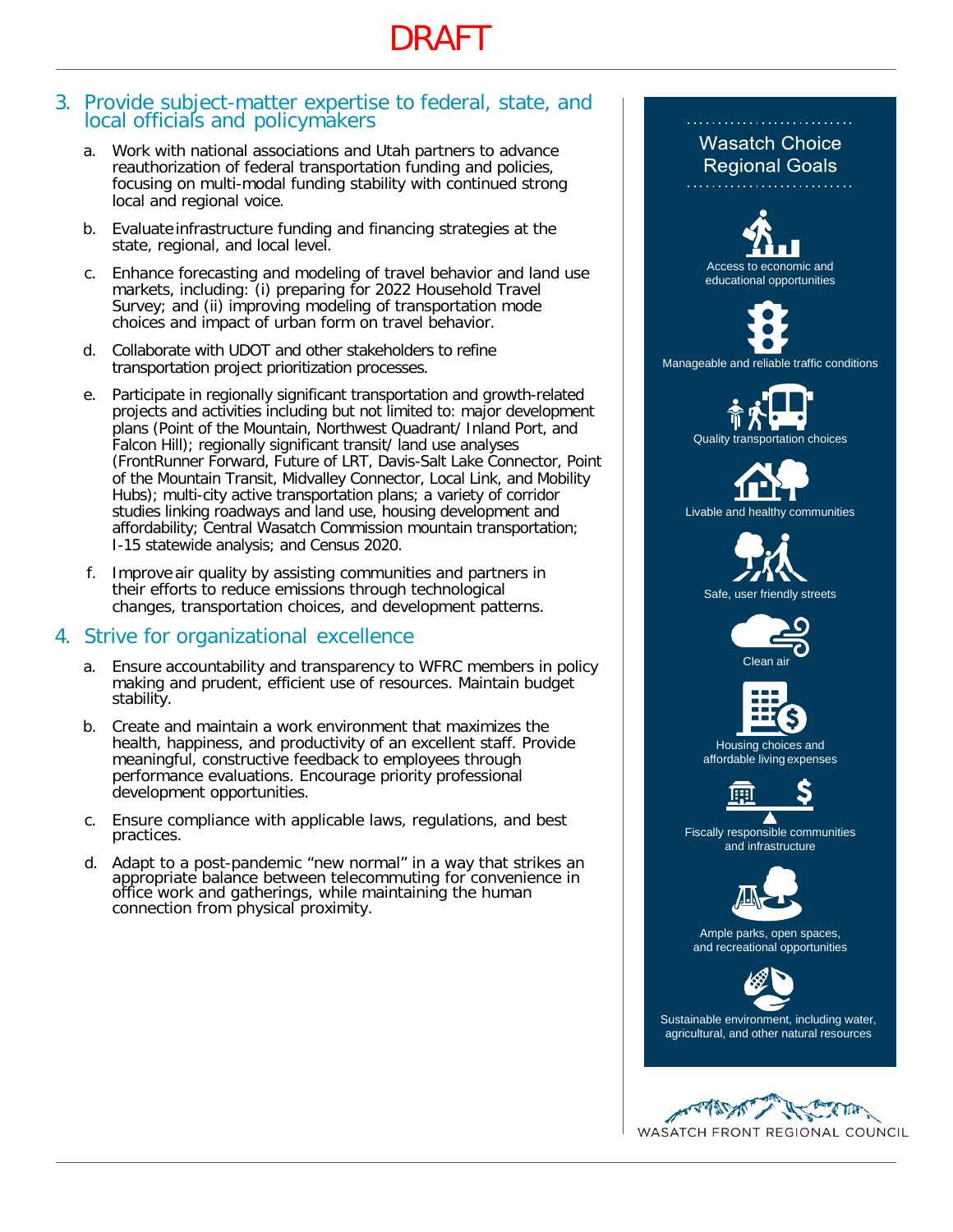DRAFT

## 3. Provide subject-matter expertise to federal, state, and local officials and policymakers

a. Work with national associations and Utah partners to advance reauthorization of federal transportation funding and policies, focusing on multi-modal funding stability with continued strong local and regional voice.

b. Evaluate infrastructure funding and financing strategies at the state, regional, and local level.

c. Enhance forecasting and modeling of travel behavior and land use markets, including: (i) preparing for 2022 Household Travel Survey; and (ii) improving modeling of transportation mode choices and impact of urban form on travel behavior.

d. Collaborate with UDOT and other stakeholders to refine transportation project prioritization processes.

e. Participate in regionally significant transportation and growth-related projects and activities including but not limited to: major development plans (Point of the Mountain, Northwest Quadrant/ Inland Port, and Falcon Hill); regionally significant transit/ land use analyses (FrontRunner Forward, Future of LRT, Davis-Salt Lake Connector, Point of the Mountain Transit, Midvalley Connector, Local Link, and Mobility Hubs); multi-city active transportation plans; a variety of corridor studies linking roadways and land use, housing development and affordability; Central Wasatch Commission mountain transportation; I-15 statewide analysis; and Census 2020.

f. Improve air quality by assisting communities and partners in their efforts to reduce emissions through technological changes, transportation choices, and development patterns.

## 4. Strive for organizational excellence

a. Ensure accountability and transparency to WFRC members in policy making and prudent, efficient use of resources. Maintain budget stability.

b. Create and maintain a work environment that maximizes the health, happiness, and productivity of an excellent staff. Provide meaningful, constructive feedback to employees through performance evaluations. Encourage priority professional development opportunities.

c. Ensure compliance with applicable laws, regulations, and best practices.

d. Adapt to a post-pandemic "new normal" in a way that strikes an appropriate balance between telecommuting for convenience in office work and gatherings, while maintaining the human connection from physical proximity.

### Wasatch Choice Regional Goals

- Access to economic and educational opportunities
- Manageable and reliable traffic conditions
- Quality transportation choices
- Livable and healthy communities
- Safe, user friendly streets
- Clean air
- Housing choices and affordable living expenses
- Fiscally responsible communities and infrastructure
- Ample parks, open spaces, and recreational opportunities
- Sustainable environment, including water, agricultural, and other natural resources

WASATCH FRONT REGIONAL COUNCIL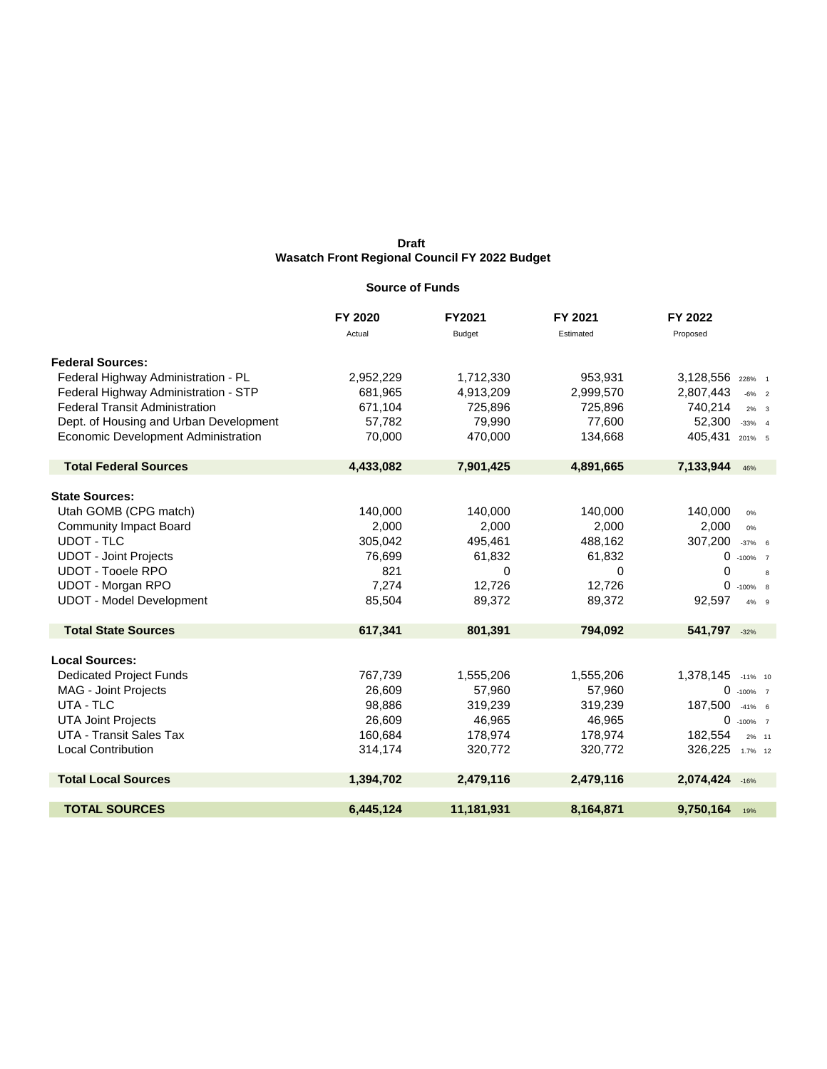**Draft**

**Wasatch Front Regional Council FY 2022 Budget**

**Source of Funds**

| | FY 2020 | FY2021 | FY 2021 | FY 2022 | | |
|---|---|---|---|---|---|---|
| | Actual | Budget | Estimated | Proposed | | |
| **Federal Sources:** | | | | | | |
| Federal Highway Administration - PL | 2,952,229 | 1,712,330 | 953,931 | 3,128,556 | 228% | 1 |
| Federal Highway Administration - STP | 681,965 | 4,913,209 | 2,999,570 | 2,807,443 | -6% | 2 |
| Federal Transit Administration | 671,104 | 725,896 | 725,896 | 740,214 | 2% | 3 |
| Dept. of Housing and Urban Development | 57,782 | 79,990 | 77,600 | 52,300 | -33% | 4 |
| Economic Development Administration | 70,000 | 470,000 | 134,668 | 405,431 | 201% | 5 |
| **Total Federal Sources** | **4,433,082** | **7,901,425** | **4,891,665** | **7,133,944** | 46% | |
| **State Sources:** | | | | | | |
| Utah GOMB (CPG match) | 140,000 | 140,000 | 140,000 | 140,000 | 0% | |
| Community Impact Board | 2,000 | 2,000 | 2,000 | 2,000 | 0% | |
| UDOT - TLC | 305,042 | 495,461 | 488,162 | 307,200 | -37% | 6 |
| UDOT - Joint Projects | 76,699 | 61,832 | 61,832 | 0 | -100% | 7 |
| UDOT - Tooele RPO | 821 | 0 | 0 | 0 | | 8 |
| UDOT - Morgan RPO | 7,274 | 12,726 | 12,726 | 0 | -100% | 8 |
| UDOT - Model Development | 85,504 | 89,372 | 89,372 | 92,597 | 4% | 9 |
| **Total State Sources** | **617,341** | **801,391** | **794,092** | **541,797** | -32% | |
| **Local Sources:** | | | | | | |
| Dedicated Project Funds | 767,739 | 1,555,206 | 1,555,206 | 1,378,145 | -11% | 10 |
| MAG - Joint Projects | 26,609 | 57,960 | 57,960 | 0 | -100% | 7 |
| UTA - TLC | 98,886 | 319,239 | 319,239 | 187,500 | -41% | 6 |
| UTA Joint Projects | 26,609 | 46,965 | 46,965 | 0 | -100% | 7 |
| UTA - Transit Sales Tax | 160,684 | 178,974 | 178,974 | 182,554 | 2% | 11 |
| Local Contribution | 314,174 | 320,772 | 320,772 | 326,225 | 1.7% | 12 |
| **Total Local Sources** | **1,394,702** | **2,479,116** | **2,479,116** | **2,074,424** | -16% | |
| **TOTAL SOURCES** | **6,445,124** | **11,181,931** | **8,164,871** | **9,750,164** | 19% | |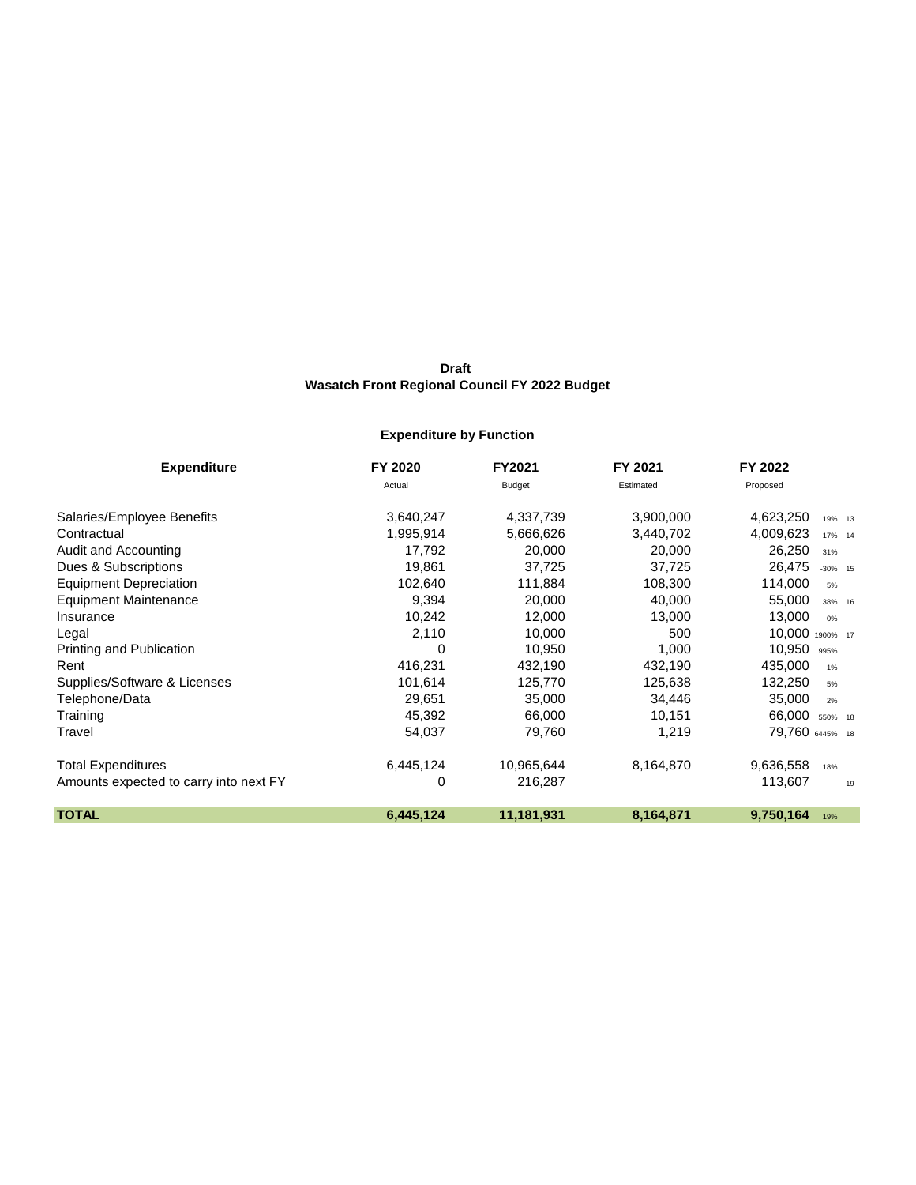**Draft**

**Wasatch Front Regional Council FY 2022 Budget**

**Expenditure by Function**

| Expenditure | FY 2020 Actual | FY2021 Budget | FY 2021 Estimated | FY 2022 Proposed | | |
|---|---|---|---|---|---|---|
| Salaries/Employee Benefits | 3,640,247 | 4,337,739 | 3,900,000 | 4,623,250 | 19% | 13 |
| Contractual | 1,995,914 | 5,666,626 | 3,440,702 | 4,009,623 | 17% | 14 |
| Audit and Accounting | 17,792 | 20,000 | 20,000 | 26,250 | 31% | |
| Dues & Subscriptions | 19,861 | 37,725 | 37,725 | 26,475 | -30% | 15 |
| Equipment Depreciation | 102,640 | 111,884 | 108,300 | 114,000 | 5% | |
| Equipment Maintenance | 9,394 | 20,000 | 40,000 | 55,000 | 38% | 16 |
| Insurance | 10,242 | 12,000 | 13,000 | 13,000 | 0% | |
| Legal | 2,110 | 10,000 | 500 | 10,000 | 1900% | 17 |
| Printing and Publication | 0 | 10,950 | 1,000 | 10,950 | 995% | |
| Rent | 416,231 | 432,190 | 432,190 | 435,000 | 1% | |
| Supplies/Software & Licenses | 101,614 | 125,770 | 125,638 | 132,250 | 5% | |
| Telephone/Data | 29,651 | 35,000 | 34,446 | 35,000 | 2% | |
| Training | 45,392 | 66,000 | 10,151 | 66,000 | 550% | 18 |
| Travel | 54,037 | 79,760 | 1,219 | 79,760 | 6445% | 18 |
| Total Expenditures | 6,445,124 | 10,965,644 | 8,164,870 | 9,636,558 | 18% | |
| Amounts expected to carry into next FY | 0 | 216,287 | | 113,607 | | 19 |
| **TOTAL** | **6,445,124** | **11,181,931** | **8,164,871** | **9,750,164** | 19% | |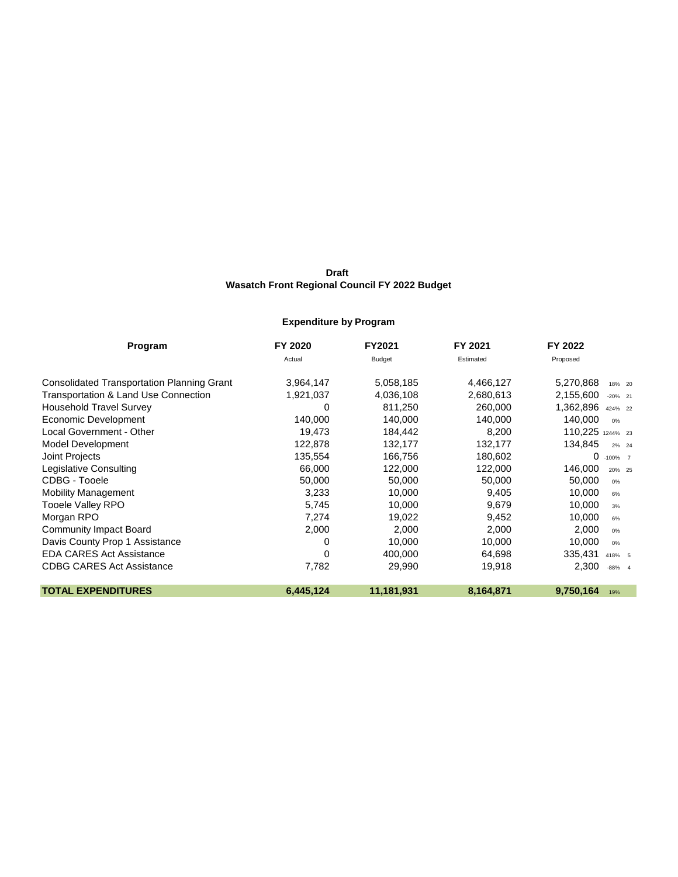**Draft**
**Wasatch Front Regional Council FY 2022 Budget**

**Expenditure by Program**

| Program | FY 2020<br>Actual | FY2021<br>Budget | FY 2021<br>Estimated | FY 2022<br>Proposed | | |
|---|---|---|---|---|---|---|
| Consolidated Transportation Planning Grant | 3,964,147 | 5,058,185 | 4,466,127 | 5,270,868 | 18% | 20 |
| Transportation & Land Use Connection | 1,921,037 | 4,036,108 | 2,680,613 | 2,155,600 | -20% | 21 |
| Household Travel Survey | 0 | 811,250 | 260,000 | 1,362,896 | 424% | 22 |
| Economic Development | 140,000 | 140,000 | 140,000 | 140,000 | 0% | |
| Local Government - Other | 19,473 | 184,442 | 8,200 | 110,225 | 1244% | 23 |
| Model Development | 122,878 | 132,177 | 132,177 | 134,845 | 2% | 24 |
| Joint Projects | 135,554 | 166,756 | 180,602 | 0 | -100% | 7 |
| Legislative Consulting | 66,000 | 122,000 | 122,000 | 146,000 | 20% | 25 |
| CDBG - Tooele | 50,000 | 50,000 | 50,000 | 50,000 | 0% | |
| Mobility Management | 3,233 | 10,000 | 9,405 | 10,000 | 6% | |
| Tooele Valley RPO | 5,745 | 10,000 | 9,679 | 10,000 | 3% | |
| Morgan RPO | 7,274 | 19,022 | 9,452 | 10,000 | 6% | |
| Community Impact Board | 2,000 | 2,000 | 2,000 | 2,000 | 0% | |
| Davis County Prop 1 Assistance | 0 | 10,000 | 10,000 | 10,000 | 0% | |
| EDA CARES Act Assistance | 0 | 400,000 | 64,698 | 335,431 | 418% | 5 |
| CDBG CARES Act Assistance | 7,782 | 29,990 | 19,918 | 2,300 | -88% | 4 |
| **TOTAL EXPENDITURES** | **6,445,124** | **11,181,931** | **8,164,871** | **9,750,164** | 19% | |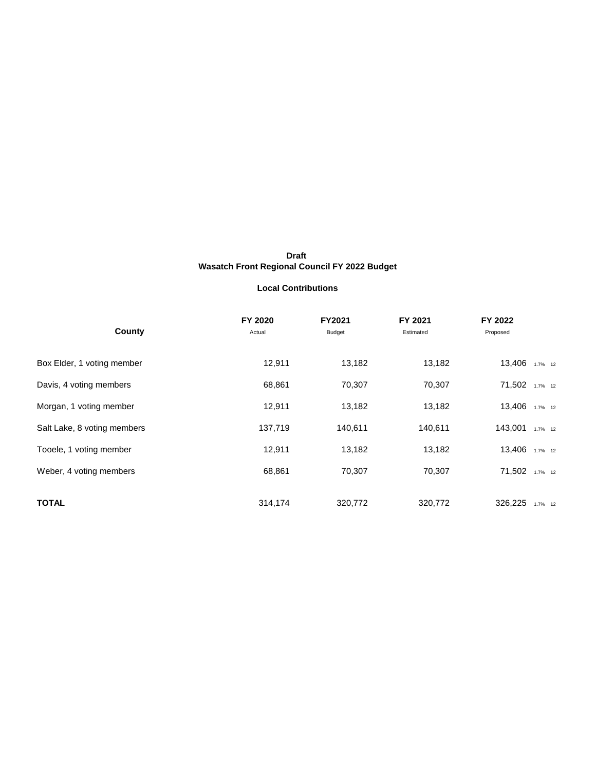**Draft**
**Wasatch Front Regional Council FY 2022 Budget**

**Local Contributions**

| County | FY 2020 Actual | FY2021 Budget | FY 2021 Estimated | FY 2022 Proposed | | |
|---|---|---|---|---|---|---|
| Box Elder, 1 voting member | 12,911 | 13,182 | 13,182 | 13,406 | 1.7% | 12 |
| Davis, 4 voting members | 68,861 | 70,307 | 70,307 | 71,502 | 1.7% | 12 |
| Morgan, 1 voting member | 12,911 | 13,182 | 13,182 | 13,406 | 1.7% | 12 |
| Salt Lake, 8 voting members | 137,719 | 140,611 | 140,611 | 143,001 | 1.7% | 12 |
| Tooele, 1 voting member | 12,911 | 13,182 | 13,182 | 13,406 | 1.7% | 12 |
| Weber, 4 voting members | 68,861 | 70,307 | 70,307 | 71,502 | 1.7% | 12 |
| **TOTAL** | 314,174 | 320,772 | 320,772 | 326,225 | 1.7% | 12 |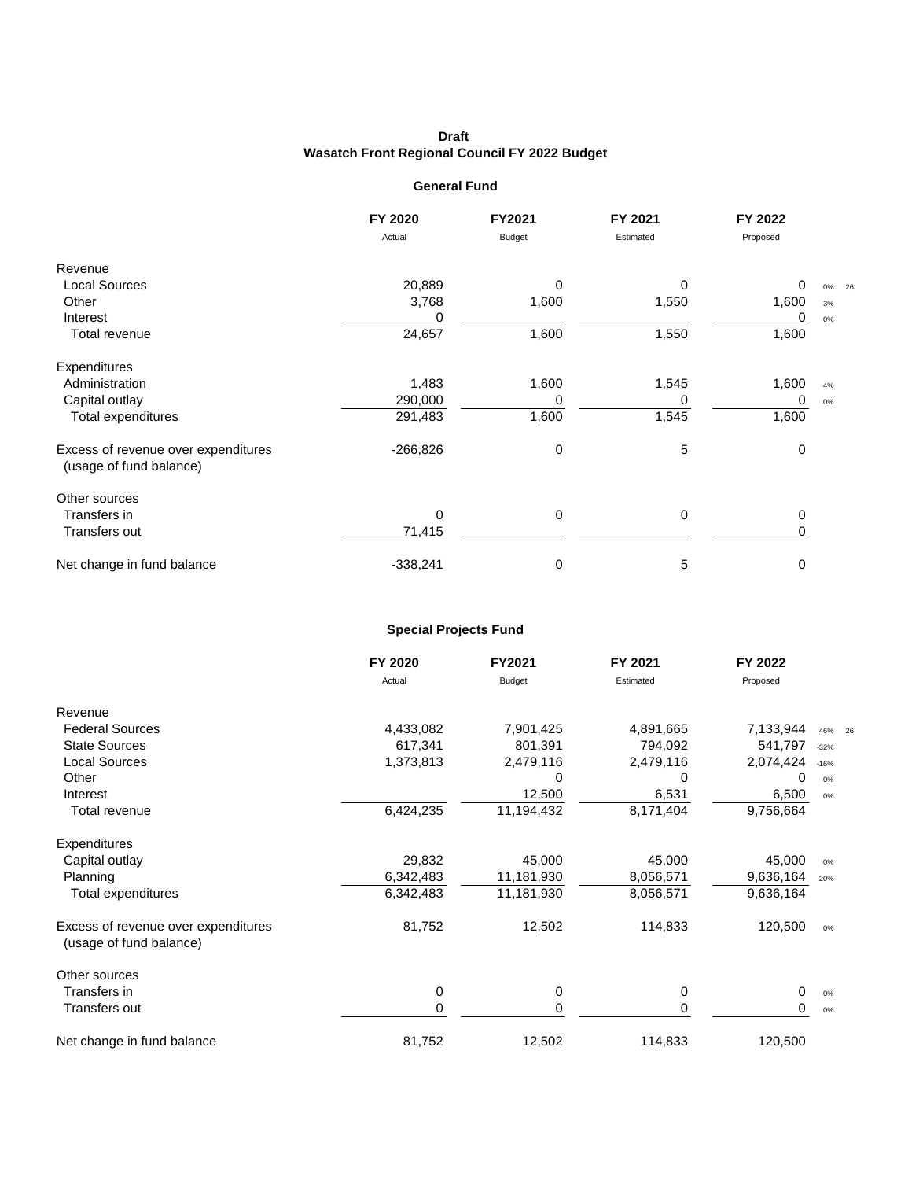**Draft**
**Wasatch Front Regional Council FY 2022 Budget**

## General Fund

| | FY 2020 Actual | FY2021 Budget | FY 2021 Estimated | FY 2022 Proposed | | |
|---|---|---|---|---|---|---|
| Revenue | | | | | | |
| Local Sources | 20,889 | 0 | 0 | 0 | 0% | 26 |
| Other | 3,768 | 1,600 | 1,550 | 1,600 | 3% | |
| Interest | 0 | | | 0 | 0% | |
| Total revenue | 24,657 | 1,600 | 1,550 | 1,600 | | |
| Expenditures | | | | | | |
| Administration | 1,483 | 1,600 | 1,545 | 1,600 | 4% | |
| Capital outlay | 290,000 | 0 | 0 | 0 | 0% | |
| Total expenditures | 291,483 | 1,600 | 1,545 | 1,600 | | |
| Excess of revenue over expenditures (usage of fund balance) | -266,826 | 0 | 5 | 0 | | |
| Other sources | | | | | | |
| Transfers in | 0 | 0 | 0 | 0 | | |
| Transfers out | 71,415 | | | 0 | | |
| Net change in fund balance | -338,241 | 0 | 5 | 0 | | |

## Special Projects Fund

| | FY 2020 Actual | FY2021 Budget | FY 2021 Estimated | FY 2022 Proposed | | |
|---|---|---|---|---|---|---|
| Revenue | | | | | | |
| Federal Sources | 4,433,082 | 7,901,425 | 4,891,665 | 7,133,944 | 46% | 26 |
| State Sources | 617,341 | 801,391 | 794,092 | 541,797 | -32% | |
| Local Sources | 1,373,813 | 2,479,116 | 2,479,116 | 2,074,424 | -16% | |
| Other | | 0 | 0 | 0 | 0% | |
| Interest | | 12,500 | 6,531 | 6,500 | 0% | |
| Total revenue | 6,424,235 | 11,194,432 | 8,171,404 | 9,756,664 | | |
| Expenditures | | | | | | |
| Capital outlay | 29,832 | 45,000 | 45,000 | 45,000 | 0% | |
| Planning | 6,342,483 | 11,181,930 | 8,056,571 | 9,636,164 | 20% | |
| Total expenditures | 6,342,483 | 11,181,930 | 8,056,571 | 9,636,164 | | |
| Excess of revenue over expenditures (usage of fund balance) | 81,752 | 12,502 | 114,833 | 120,500 | 0% | |
| Other sources | | | | | | |
| Transfers in | 0 | 0 | 0 | 0 | 0% | |
| Transfers out | 0 | 0 | 0 | 0 | 0% | |
| Net change in fund balance | 81,752 | 12,502 | 114,833 | 120,500 | | |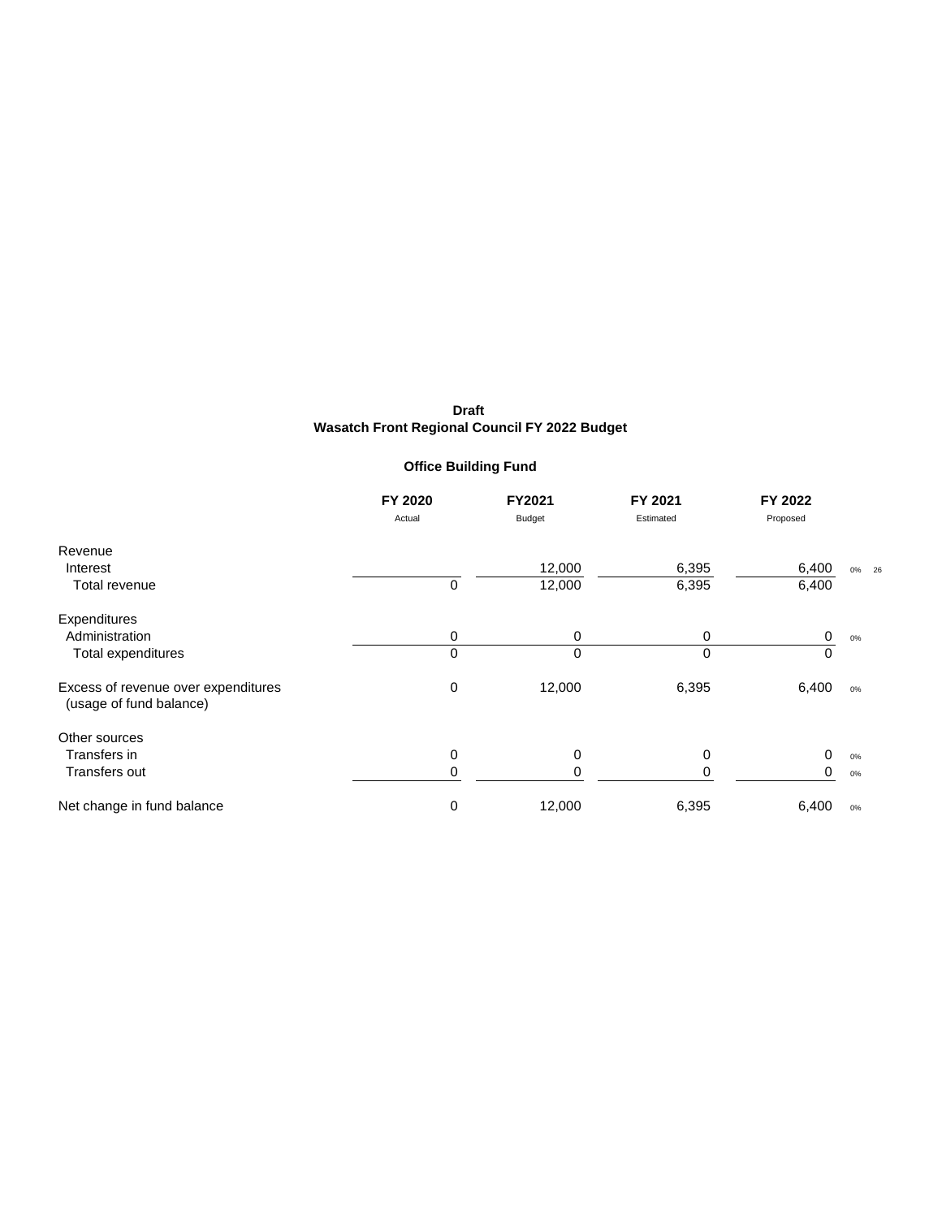**Draft**
**Wasatch Front Regional Council FY 2022 Budget**

**Office Building Fund**

| | FY 2020 Actual | FY2021 Budget | FY 2021 Estimated | FY 2022 Proposed | | |
|---|---|---|---|---|---|---|
| Revenue | | | | | | |
| Interest | | 12,000 | 6,395 | 6,400 | 0% | 26 |
| Total revenue | 0 | 12,000 | 6,395 | 6,400 | | |
| Expenditures | | | | | | |
| Administration | 0 | 0 | 0 | 0 | 0% | |
| Total expenditures | 0 | 0 | 0 | 0 | | |
| Excess of revenue over expenditures (usage of fund balance) | 0 | 12,000 | 6,395 | 6,400 | 0% | |
| Other sources | | | | | | |
| Transfers in | 0 | 0 | 0 | 0 | 0% | |
| Transfers out | 0 | 0 | 0 | 0 | 0% | |
| Net change in fund balance | 0 | 12,000 | 6,395 | 6,400 | 0% | |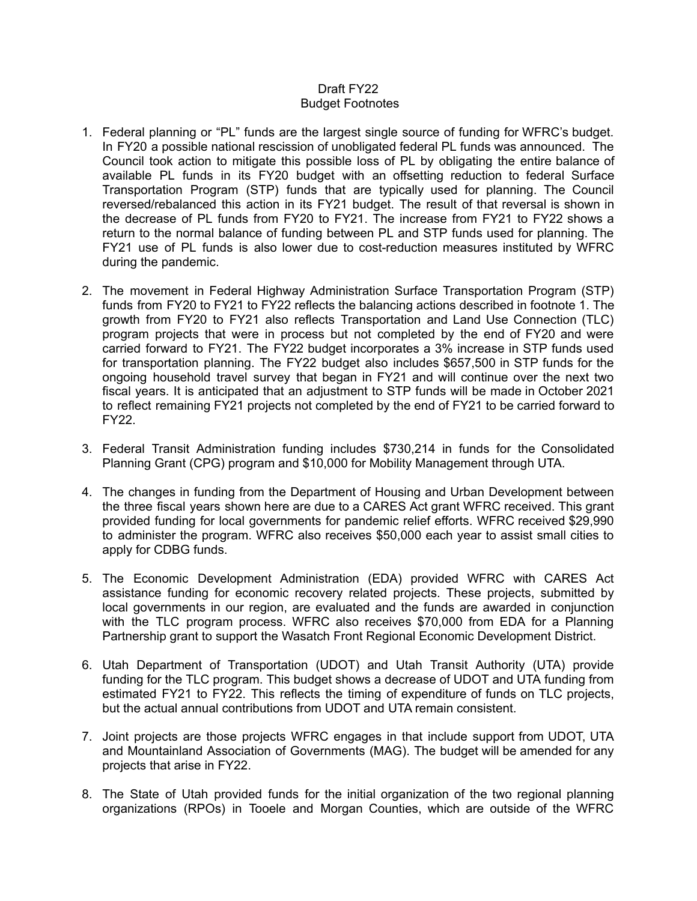Draft FY22
Budget Footnotes

1. Federal planning or "PL" funds are the largest single source of funding for WFRC's budget. In FY20 a possible national rescission of unobligated federal PL funds was announced. The Council took action to mitigate this possible loss of PL by obligating the entire balance of available PL funds in its FY20 budget with an offsetting reduction to federal Surface Transportation Program (STP) funds that are typically used for planning. The Council reversed/rebalanced this action in its FY21 budget. The result of that reversal is shown in the decrease of PL funds from FY20 to FY21. The increase from FY21 to FY22 shows a return to the normal balance of funding between PL and STP funds used for planning. The FY21 use of PL funds is also lower due to cost-reduction measures instituted by WFRC during the pandemic.

2. The movement in Federal Highway Administration Surface Transportation Program (STP) funds from FY20 to FY21 to FY22 reflects the balancing actions described in footnote 1. The growth from FY20 to FY21 also reflects Transportation and Land Use Connection (TLC) program projects that were in process but not completed by the end of FY20 and were carried forward to FY21. The FY22 budget incorporates a 3% increase in STP funds used for transportation planning. The FY22 budget also includes $657,500 in STP funds for the ongoing household travel survey that began in FY21 and will continue over the next two fiscal years. It is anticipated that an adjustment to STP funds will be made in October 2021 to reflect remaining FY21 projects not completed by the end of FY21 to be carried forward to FY22.

3. Federal Transit Administration funding includes $730,214 in funds for the Consolidated Planning Grant (CPG) program and $10,000 for Mobility Management through UTA.

4. The changes in funding from the Department of Housing and Urban Development between the three fiscal years shown here are due to a CARES Act grant WFRC received. This grant provided funding for local governments for pandemic relief efforts. WFRC received $29,990 to administer the program. WFRC also receives $50,000 each year to assist small cities to apply for CDBG funds.

5. The Economic Development Administration (EDA) provided WFRC with CARES Act assistance funding for economic recovery related projects. These projects, submitted by local governments in our region, are evaluated and the funds are awarded in conjunction with the TLC program process. WFRC also receives $70,000 from EDA for a Planning Partnership grant to support the Wasatch Front Regional Economic Development District.

6. Utah Department of Transportation (UDOT) and Utah Transit Authority (UTA) provide funding for the TLC program. This budget shows a decrease of UDOT and UTA funding from estimated FY21 to FY22. This reflects the timing of expenditure of funds on TLC projects, but the actual annual contributions from UDOT and UTA remain consistent.

7. Joint projects are those projects WFRC engages in that include support from UDOT, UTA and Mountainland Association of Governments (MAG). The budget will be amended for any projects that arise in FY22.

8. The State of Utah provided funds for the initial organization of the two regional planning organizations (RPOs) in Tooele and Morgan Counties, which are outside of the WFRC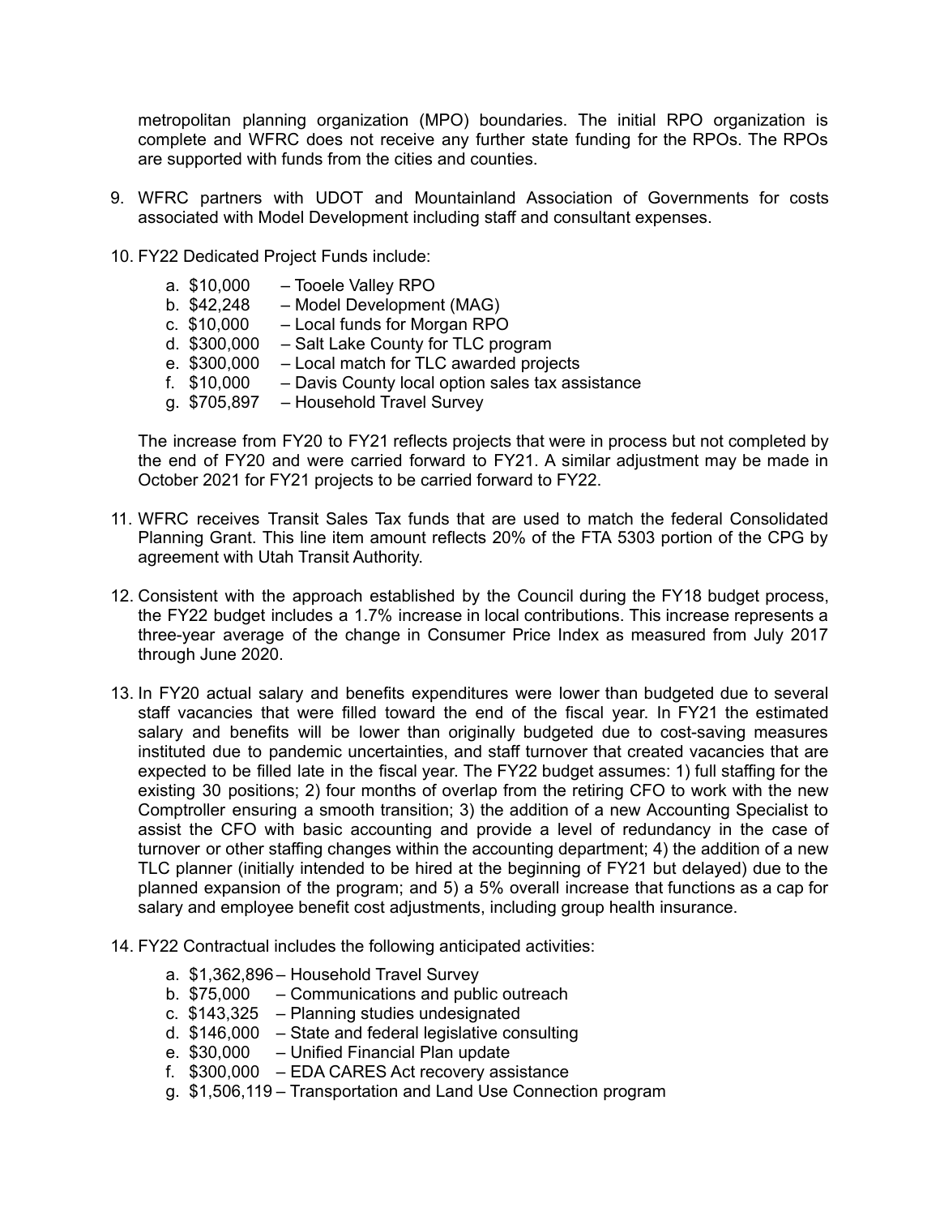metropolitan planning organization (MPO) boundaries. The initial RPO organization is complete and WFRC does not receive any further state funding for the RPOs. The RPOs are supported with funds from the cities and counties.

9. WFRC partners with UDOT and Mountainland Association of Governments for costs associated with Model Development including staff and consultant expenses.

10. FY22 Dedicated Project Funds include:

    a. $10,000 – Tooele Valley RPO
    b. $42,248 – Model Development (MAG)
    c. $10,000 – Local funds for Morgan RPO
    d. $300,000 – Salt Lake County for TLC program
    e. $300,000 – Local match for TLC awarded projects
    f. $10,000 – Davis County local option sales tax assistance
    g. $705,897 – Household Travel Survey

    The increase from FY20 to FY21 reflects projects that were in process but not completed by the end of FY20 and were carried forward to FY21. A similar adjustment may be made in October 2021 for FY21 projects to be carried forward to FY22.

11. WFRC receives Transit Sales Tax funds that are used to match the federal Consolidated Planning Grant. This line item amount reflects 20% of the FTA 5303 portion of the CPG by agreement with Utah Transit Authority.

12. Consistent with the approach established by the Council during the FY18 budget process, the FY22 budget includes a 1.7% increase in local contributions. This increase represents a three-year average of the change in Consumer Price Index as measured from July 2017 through June 2020.

13. In FY20 actual salary and benefits expenditures were lower than budgeted due to several staff vacancies that were filled toward the end of the fiscal year. In FY21 the estimated salary and benefits will be lower than originally budgeted due to cost-saving measures instituted due to pandemic uncertainties, and staff turnover that created vacancies that are expected to be filled late in the fiscal year. The FY22 budget assumes: 1) full staffing for the existing 30 positions; 2) four months of overlap from the retiring CFO to work with the new Comptroller ensuring a smooth transition; 3) the addition of a new Accounting Specialist to assist the CFO with basic accounting and provide a level of redundancy in the case of turnover or other staffing changes within the accounting department; 4) the addition of a new TLC planner (initially intended to be hired at the beginning of FY21 but delayed) due to the planned expansion of the program; and 5) a 5% overall increase that functions as a cap for salary and employee benefit cost adjustments, including group health insurance.

14. FY22 Contractual includes the following anticipated activities:

    a. $1,362,896 – Household Travel Survey
    b. $75,000 – Communications and public outreach
    c. $143,325 – Planning studies undesignated
    d. $146,000 – State and federal legislative consulting
    e. $30,000 – Unified Financial Plan update
    f. $300,000 – EDA CARES Act recovery assistance
    g. $1,506,119 – Transportation and Land Use Connection program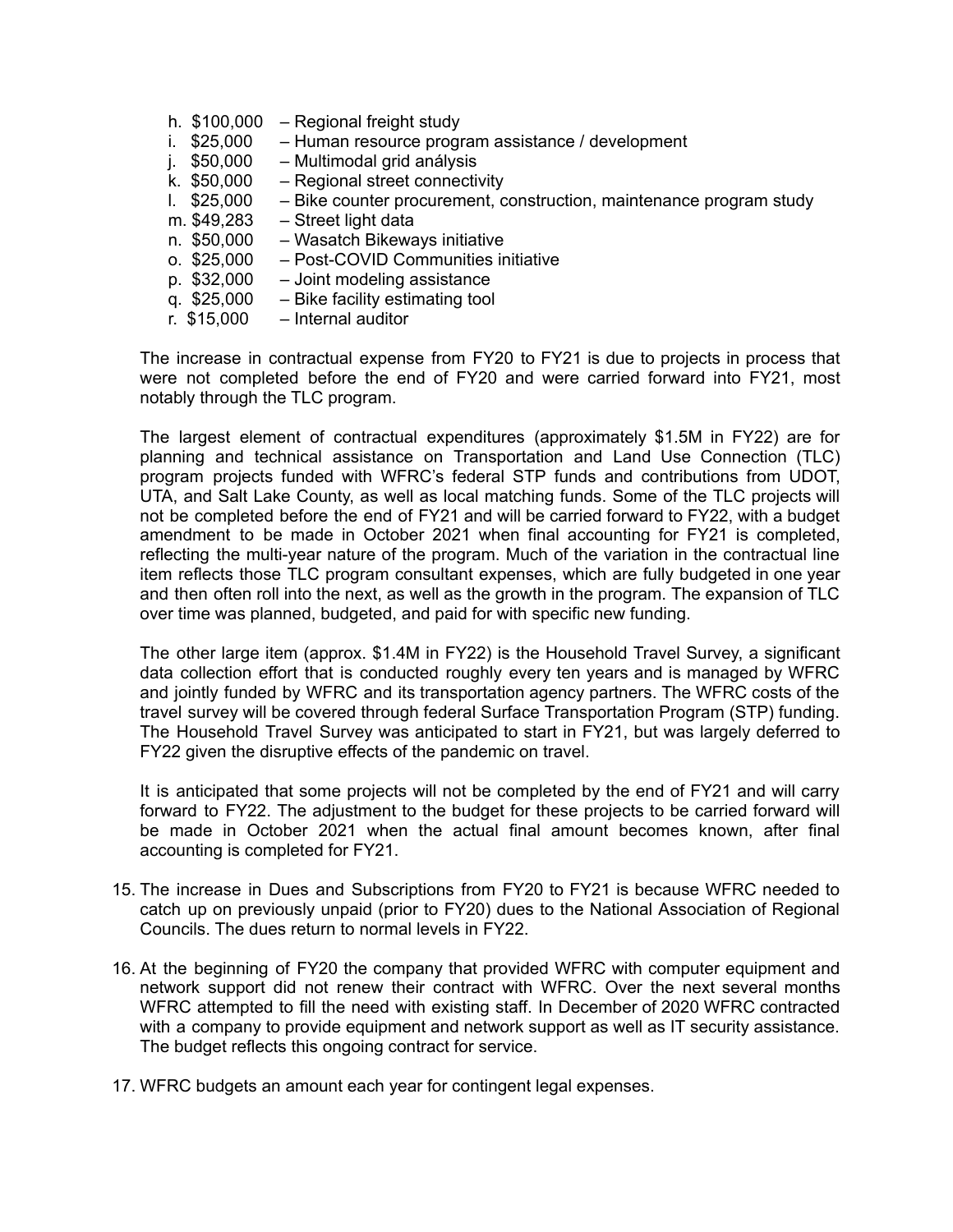h. $100,000 – Regional freight study
i. $25,000 – Human resource program assistance / development
j. $50,000 – Multimodal grid análysis
k. $50,000 – Regional street connectivity
l. $25,000 – Bike counter procurement, construction, maintenance program study
m. $49,283 – Street light data
n. $50,000 – Wasatch Bikeways initiative
o. $25,000 – Post-COVID Communities initiative
p. $32,000 – Joint modeling assistance
q. $25,000 – Bike facility estimating tool
r. $15,000 – Internal auditor

The increase in contractual expense from FY20 to FY21 is due to projects in process that were not completed before the end of FY20 and were carried forward into FY21, most notably through the TLC program.

The largest element of contractual expenditures (approximately $1.5M in FY22) are for planning and technical assistance on Transportation and Land Use Connection (TLC) program projects funded with WFRC's federal STP funds and contributions from UDOT, UTA, and Salt Lake County, as well as local matching funds. Some of the TLC projects will not be completed before the end of FY21 and will be carried forward to FY22, with a budget amendment to be made in October 2021 when final accounting for FY21 is completed, reflecting the multi-year nature of the program. Much of the variation in the contractual line item reflects those TLC program consultant expenses, which are fully budgeted in one year and then often roll into the next, as well as the growth in the program. The expansion of TLC over time was planned, budgeted, and paid for with specific new funding.

The other large item (approx. $1.4M in FY22) is the Household Travel Survey, a significant data collection effort that is conducted roughly every ten years and is managed by WFRC and jointly funded by WFRC and its transportation agency partners. The WFRC costs of the travel survey will be covered through federal Surface Transportation Program (STP) funding. The Household Travel Survey was anticipated to start in FY21, but was largely deferred to FY22 given the disruptive effects of the pandemic on travel.

It is anticipated that some projects will not be completed by the end of FY21 and will carry forward to FY22. The adjustment to the budget for these projects to be carried forward will be made in October 2021 when the actual final amount becomes known, after final accounting is completed for FY21.

15. The increase in Dues and Subscriptions from FY20 to FY21 is because WFRC needed to catch up on previously unpaid (prior to FY20) dues to the National Association of Regional Councils. The dues return to normal levels in FY22.

16. At the beginning of FY20 the company that provided WFRC with computer equipment and network support did not renew their contract with WFRC. Over the next several months WFRC attempted to fill the need with existing staff. In December of 2020 WFRC contracted with a company to provide equipment and network support as well as IT security assistance. The budget reflects this ongoing contract for service.

17. WFRC budgets an amount each year for contingent legal expenses.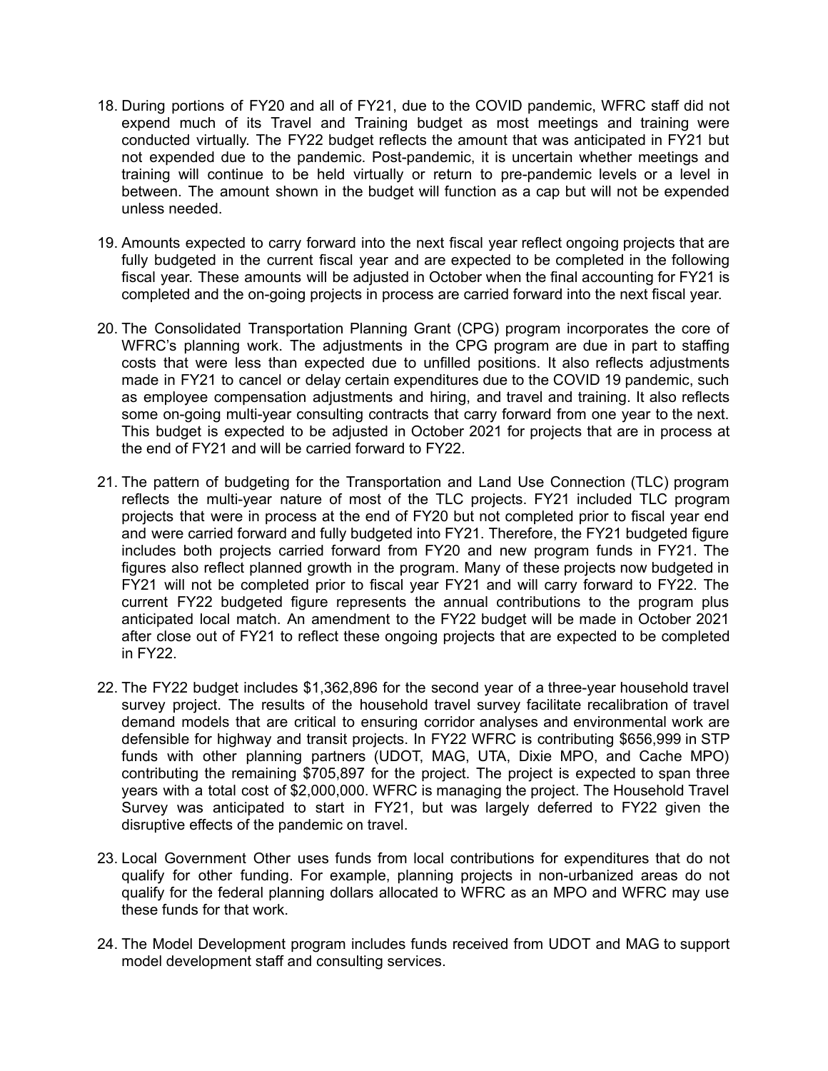18. During portions of FY20 and all of FY21, due to the COVID pandemic, WFRC staff did not expend much of its Travel and Training budget as most meetings and training were conducted virtually. The FY22 budget reflects the amount that was anticipated in FY21 but not expended due to the pandemic. Post-pandemic, it is uncertain whether meetings and training will continue to be held virtually or return to pre-pandemic levels or a level in between. The amount shown in the budget will function as a cap but will not be expended unless needed.

19. Amounts expected to carry forward into the next fiscal year reflect ongoing projects that are fully budgeted in the current fiscal year and are expected to be completed in the following fiscal year. These amounts will be adjusted in October when the final accounting for FY21 is completed and the on-going projects in process are carried forward into the next fiscal year.

20. The Consolidated Transportation Planning Grant (CPG) program incorporates the core of WFRC's planning work. The adjustments in the CPG program are due in part to staffing costs that were less than expected due to unfilled positions. It also reflects adjustments made in FY21 to cancel or delay certain expenditures due to the COVID 19 pandemic, such as employee compensation adjustments and hiring, and travel and training. It also reflects some on-going multi-year consulting contracts that carry forward from one year to the next. This budget is expected to be adjusted in October 2021 for projects that are in process at the end of FY21 and will be carried forward to FY22.

21. The pattern of budgeting for the Transportation and Land Use Connection (TLC) program reflects the multi-year nature of most of the TLC projects. FY21 included TLC program projects that were in process at the end of FY20 but not completed prior to fiscal year end and were carried forward and fully budgeted into FY21. Therefore, the FY21 budgeted figure includes both projects carried forward from FY20 and new program funds in FY21. The figures also reflect planned growth in the program. Many of these projects now budgeted in FY21 will not be completed prior to fiscal year FY21 and will carry forward to FY22. The current FY22 budgeted figure represents the annual contributions to the program plus anticipated local match. An amendment to the FY22 budget will be made in October 2021 after close out of FY21 to reflect these ongoing projects that are expected to be completed in FY22.

22. The FY22 budget includes $1,362,896 for the second year of a three-year household travel survey project. The results of the household travel survey facilitate recalibration of travel demand models that are critical to ensuring corridor analyses and environmental work are defensible for highway and transit projects. In FY22 WFRC is contributing $656,999 in STP funds with other planning partners (UDOT, MAG, UTA, Dixie MPO, and Cache MPO) contributing the remaining $705,897 for the project. The project is expected to span three years with a total cost of $2,000,000. WFRC is managing the project. The Household Travel Survey was anticipated to start in FY21, but was largely deferred to FY22 given the disruptive effects of the pandemic on travel.

23. Local Government Other uses funds from local contributions for expenditures that do not qualify for other funding. For example, planning projects in non-urbanized areas do not qualify for the federal planning dollars allocated to WFRC as an MPO and WFRC may use these funds for that work.

24. The Model Development program includes funds received from UDOT and MAG to support model development staff and consulting services.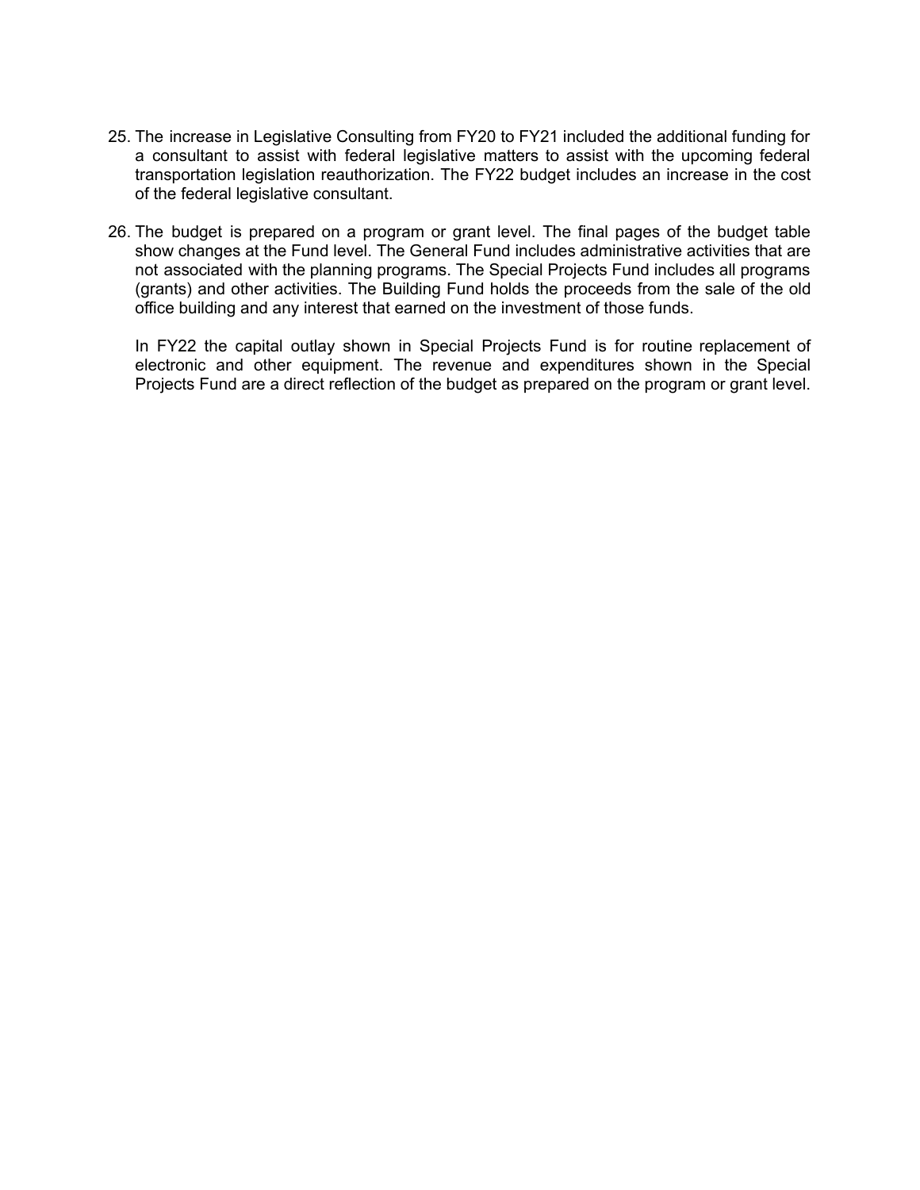25. The increase in Legislative Consulting from FY20 to FY21 included the additional funding for a consultant to assist with federal legislative matters to assist with the upcoming federal transportation legislation reauthorization. The FY22 budget includes an increase in the cost of the federal legislative consultant.

26. The budget is prepared on a program or grant level. The final pages of the budget table show changes at the Fund level. The General Fund includes administrative activities that are not associated with the planning programs. The Special Projects Fund includes all programs (grants) and other activities. The Building Fund holds the proceeds from the sale of the old office building and any interest that earned on the investment of those funds.

    In FY22 the capital outlay shown in Special Projects Fund is for routine replacement of electronic and other equipment. The revenue and expenditures shown in the Special Projects Fund are a direct reflection of the budget as prepared on the program or grant level.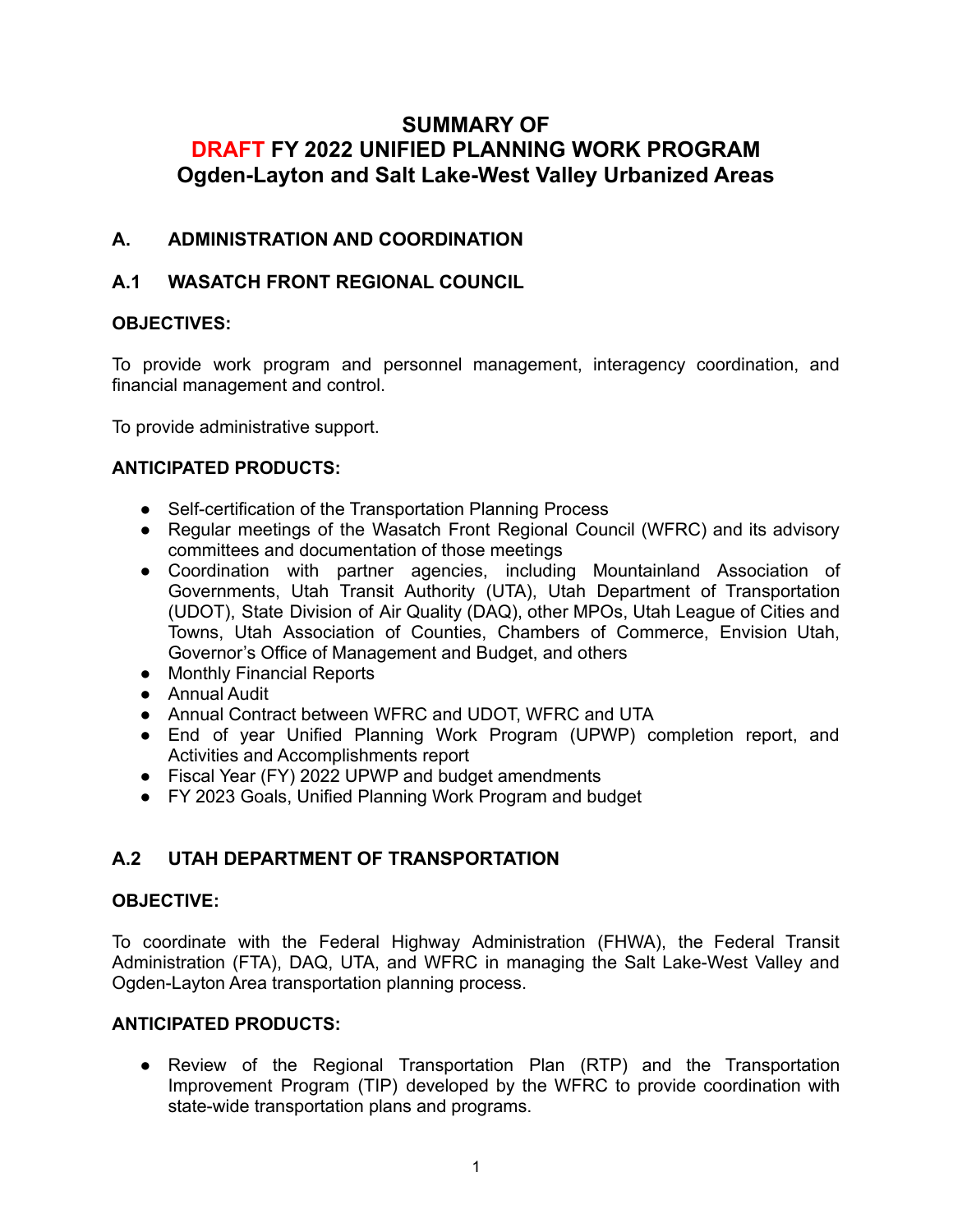# SUMMARY OF
# DRAFT FY 2022 UNIFIED PLANNING WORK PROGRAM
# Ogden-Layton and Salt Lake-West Valley Urbanized Areas

## A. ADMINISTRATION AND COORDINATION

### A.1 WASATCH FRONT REGIONAL COUNCIL

**OBJECTIVES:**

To provide work program and personnel management, interagency coordination, and financial management and control.

To provide administrative support.

**ANTICIPATED PRODUCTS:**

- Self-certification of the Transportation Planning Process
- Regular meetings of the Wasatch Front Regional Council (WFRC) and its advisory committees and documentation of those meetings
- Coordination with partner agencies, including Mountainland Association of Governments, Utah Transit Authority (UTA), Utah Department of Transportation (UDOT), State Division of Air Quality (DAQ), other MPOs, Utah League of Cities and Towns, Utah Association of Counties, Chambers of Commerce, Envision Utah, Governor's Office of Management and Budget, and others
- Monthly Financial Reports
- Annual Audit
- Annual Contract between WFRC and UDOT, WFRC and UTA
- End of year Unified Planning Work Program (UPWP) completion report, and Activities and Accomplishments report
- Fiscal Year (FY) 2022 UPWP and budget amendments
- FY 2023 Goals, Unified Planning Work Program and budget

### A.2 UTAH DEPARTMENT OF TRANSPORTATION

**OBJECTIVE:**

To coordinate with the Federal Highway Administration (FHWA), the Federal Transit Administration (FTA), DAQ, UTA, and WFRC in managing the Salt Lake-West Valley and Ogden-Layton Area transportation planning process.

**ANTICIPATED PRODUCTS:**

- Review of the Regional Transportation Plan (RTP) and the Transportation Improvement Program (TIP) developed by the WFRC to provide coordination with state-wide transportation plans and programs.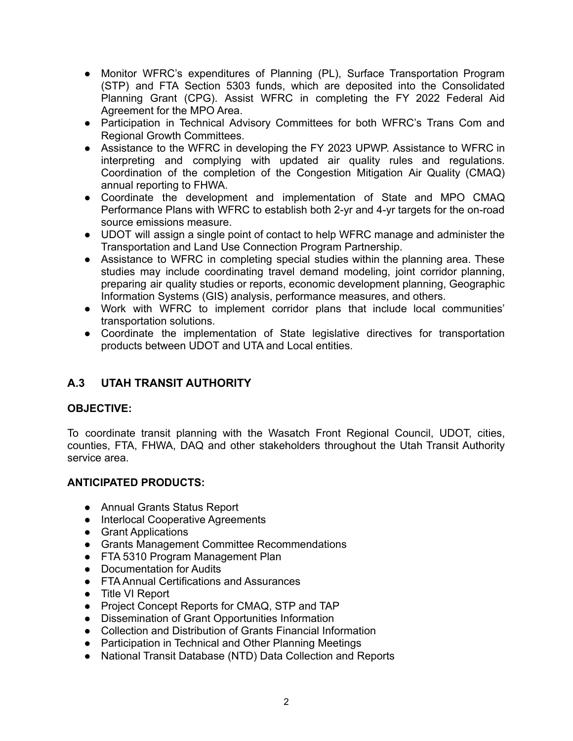- Monitor WFRC's expenditures of Planning (PL), Surface Transportation Program (STP) and FTA Section 5303 funds, which are deposited into the Consolidated Planning Grant (CPG). Assist WFRC in completing the FY 2022 Federal Aid Agreement for the MPO Area.
- Participation in Technical Advisory Committees for both WFRC's Trans Com and Regional Growth Committees.
- Assistance to the WFRC in developing the FY 2023 UPWP. Assistance to WFRC in interpreting and complying with updated air quality rules and regulations. Coordination of the completion of the Congestion Mitigation Air Quality (CMAQ) annual reporting to FHWA.
- Coordinate the development and implementation of State and MPO CMAQ Performance Plans with WFRC to establish both 2-yr and 4-yr targets for the on-road source emissions measure.
- UDOT will assign a single point of contact to help WFRC manage and administer the Transportation and Land Use Connection Program Partnership.
- Assistance to WFRC in completing special studies within the planning area. These studies may include coordinating travel demand modeling, joint corridor planning, preparing air quality studies or reports, economic development planning, Geographic Information Systems (GIS) analysis, performance measures, and others.
- Work with WFRC to implement corridor plans that include local communities' transportation solutions.
- Coordinate the implementation of State legislative directives for transportation products between UDOT and UTA and Local entities.

## A.3 UTAH TRANSIT AUTHORITY

**OBJECTIVE:**

To coordinate transit planning with the Wasatch Front Regional Council, UDOT, cities, counties, FTA, FHWA, DAQ and other stakeholders throughout the Utah Transit Authority service area.

**ANTICIPATED PRODUCTS:**

- Annual Grants Status Report
- Interlocal Cooperative Agreements
- Grant Applications
- Grants Management Committee Recommendations
- FTA 5310 Program Management Plan
- Documentation for Audits
- FTA Annual Certifications and Assurances
- Title VI Report
- Project Concept Reports for CMAQ, STP and TAP
- Dissemination of Grant Opportunities Information
- Collection and Distribution of Grants Financial Information
- Participation in Technical and Other Planning Meetings
- National Transit Database (NTD) Data Collection and Reports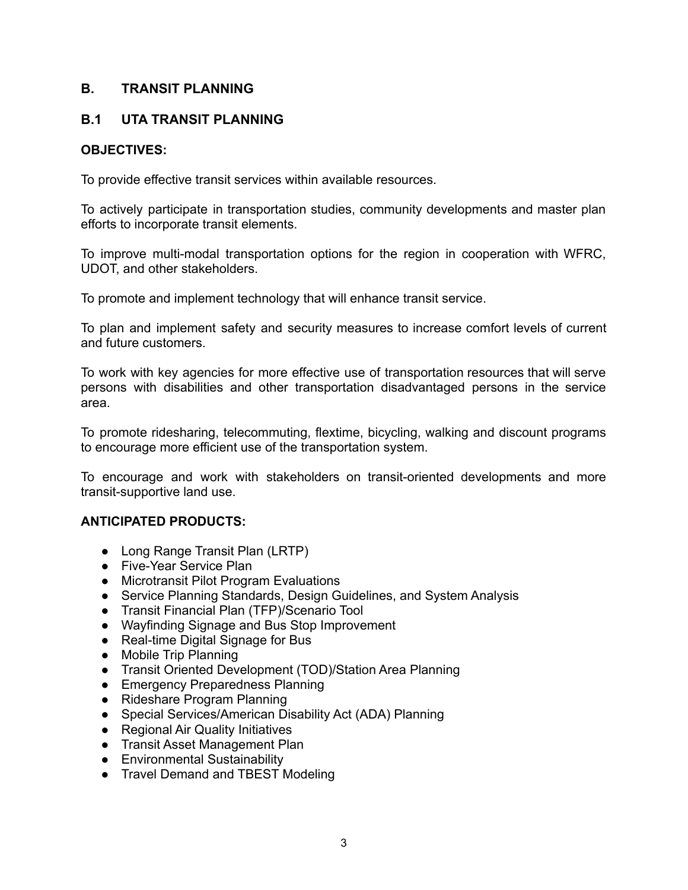## B. TRANSIT PLANNING

### B.1 UTA TRANSIT PLANNING

**OBJECTIVES:**

To provide effective transit services within available resources.

To actively participate in transportation studies, community developments and master plan efforts to incorporate transit elements.

To improve multi-modal transportation options for the region in cooperation with WFRC, UDOT, and other stakeholders.

To promote and implement technology that will enhance transit service.

To plan and implement safety and security measures to increase comfort levels of current and future customers.

To work with key agencies for more effective use of transportation resources that will serve persons with disabilities and other transportation disadvantaged persons in the service area.

To promote ridesharing, telecommuting, flextime, bicycling, walking and discount programs to encourage more efficient use of the transportation system.

To encourage and work with stakeholders on transit-oriented developments and more transit-supportive land use.

**ANTICIPATED PRODUCTS:**

- Long Range Transit Plan (LRTP)
- Five-Year Service Plan
- Microtransit Pilot Program Evaluations
- Service Planning Standards, Design Guidelines, and System Analysis
- Transit Financial Plan (TFP)/Scenario Tool
- Wayfinding Signage and Bus Stop Improvement
- Real-time Digital Signage for Bus
- Mobile Trip Planning
- Transit Oriented Development (TOD)/Station Area Planning
- Emergency Preparedness Planning
- Rideshare Program Planning
- Special Services/American Disability Act (ADA) Planning
- Regional Air Quality Initiatives
- Transit Asset Management Plan
- Environmental Sustainability
- Travel Demand and TBEST Modeling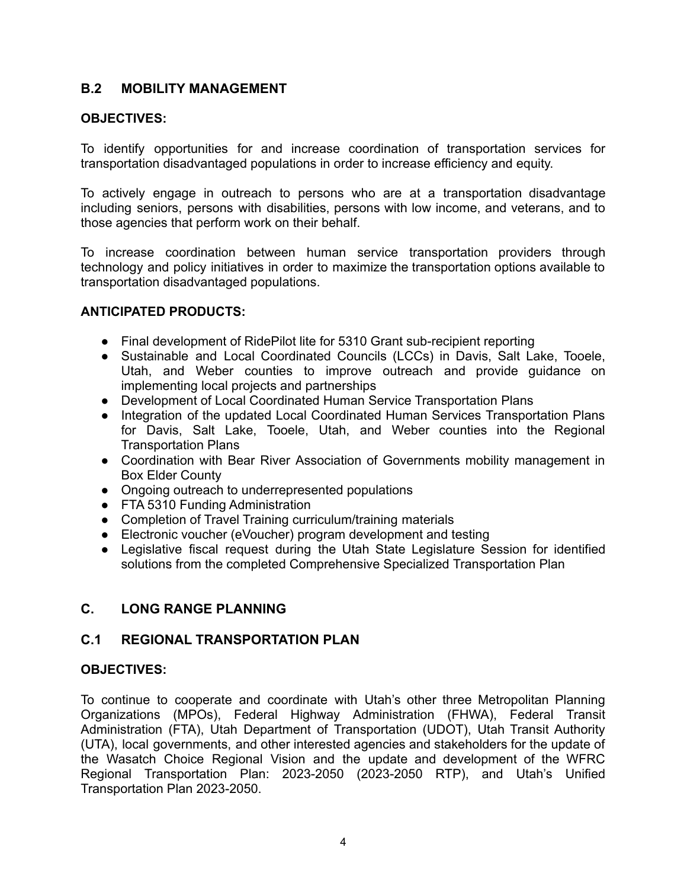## B.2 MOBILITY MANAGEMENT

**OBJECTIVES:**

To identify opportunities for and increase coordination of transportation services for transportation disadvantaged populations in order to increase efficiency and equity.

To actively engage in outreach to persons who are at a transportation disadvantage including seniors, persons with disabilities, persons with low income, and veterans, and to those agencies that perform work on their behalf.

To increase coordination between human service transportation providers through technology and policy initiatives in order to maximize the transportation options available to transportation disadvantaged populations.

**ANTICIPATED PRODUCTS:**

- Final development of RidePilot lite for 5310 Grant sub-recipient reporting
- Sustainable and Local Coordinated Councils (LCCs) in Davis, Salt Lake, Tooele, Utah, and Weber counties to improve outreach and provide guidance on implementing local projects and partnerships
- Development of Local Coordinated Human Service Transportation Plans
- Integration of the updated Local Coordinated Human Services Transportation Plans for Davis, Salt Lake, Tooele, Utah, and Weber counties into the Regional Transportation Plans
- Coordination with Bear River Association of Governments mobility management in Box Elder County
- Ongoing outreach to underrepresented populations
- FTA 5310 Funding Administration
- Completion of Travel Training curriculum/training materials
- Electronic voucher (eVoucher) program development and testing
- Legislative fiscal request during the Utah State Legislature Session for identified solutions from the completed Comprehensive Specialized Transportation Plan

# C. LONG RANGE PLANNING

## C.1 REGIONAL TRANSPORTATION PLAN

**OBJECTIVES:**

To continue to cooperate and coordinate with Utah's other three Metropolitan Planning Organizations (MPOs), Federal Highway Administration (FHWA), Federal Transit Administration (FTA), Utah Department of Transportation (UDOT), Utah Transit Authority (UTA), local governments, and other interested agencies and stakeholders for the update of the Wasatch Choice Regional Vision and the update and development of the WFRC Regional Transportation Plan: 2023-2050 (2023-2050 RTP), and Utah's Unified Transportation Plan 2023-2050.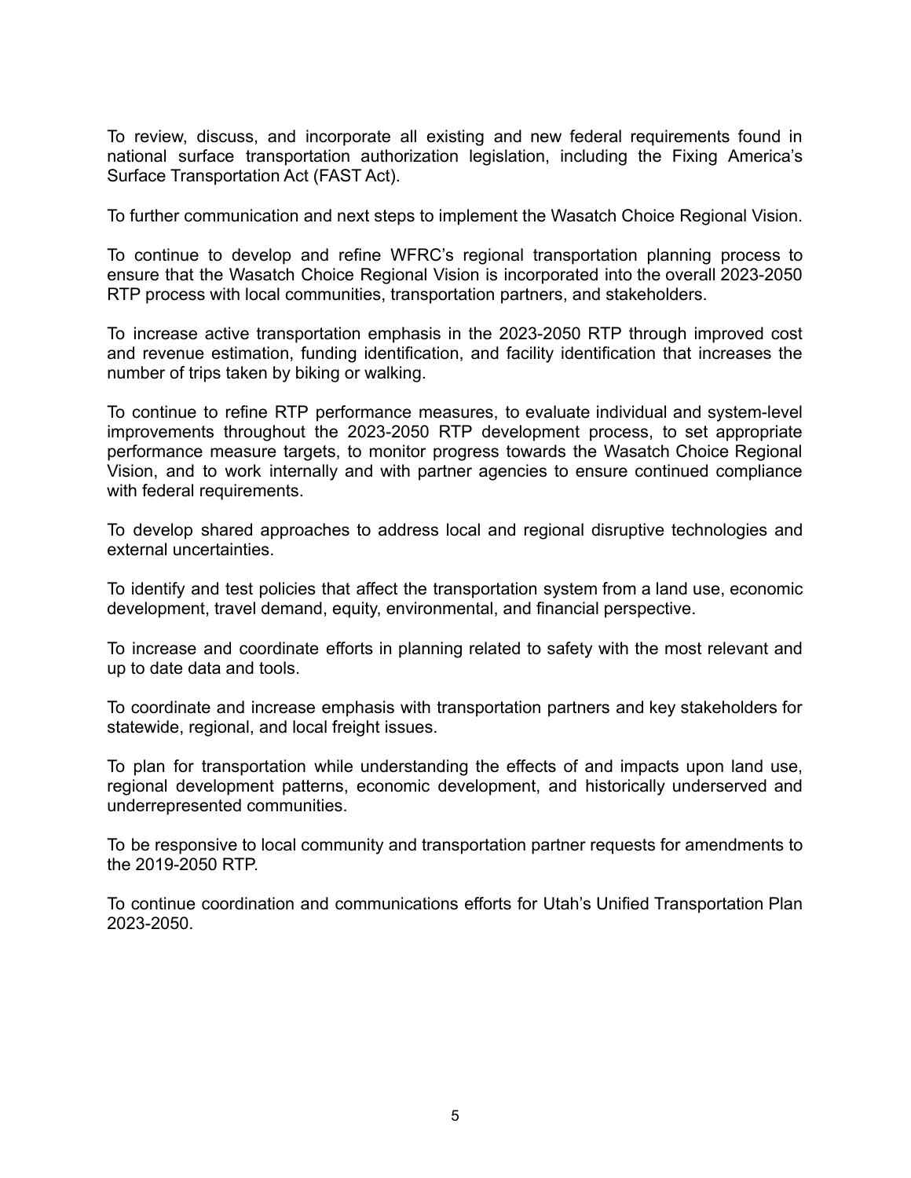To review, discuss, and incorporate all existing and new federal requirements found in national surface transportation authorization legislation, including the Fixing America's Surface Transportation Act (FAST Act).

To further communication and next steps to implement the Wasatch Choice Regional Vision.

To continue to develop and refine WFRC's regional transportation planning process to ensure that the Wasatch Choice Regional Vision is incorporated into the overall 2023-2050 RTP process with local communities, transportation partners, and stakeholders.

To increase active transportation emphasis in the 2023-2050 RTP through improved cost and revenue estimation, funding identification, and facility identification that increases the number of trips taken by biking or walking.

To continue to refine RTP performance measures, to evaluate individual and system-level improvements throughout the 2023-2050 RTP development process, to set appropriate performance measure targets, to monitor progress towards the Wasatch Choice Regional Vision, and to work internally and with partner agencies to ensure continued compliance with federal requirements.

To develop shared approaches to address local and regional disruptive technologies and external uncertainties.

To identify and test policies that affect the transportation system from a land use, economic development, travel demand, equity, environmental, and financial perspective.

To increase and coordinate efforts in planning related to safety with the most relevant and up to date data and tools.

To coordinate and increase emphasis with transportation partners and key stakeholders for statewide, regional, and local freight issues.

To plan for transportation while understanding the effects of and impacts upon land use, regional development patterns, economic development, and historically underserved and underrepresented communities.

To be responsive to local community and transportation partner requests for amendments to the 2019-2050 RTP.

To continue coordination and communications efforts for Utah's Unified Transportation Plan 2023-2050.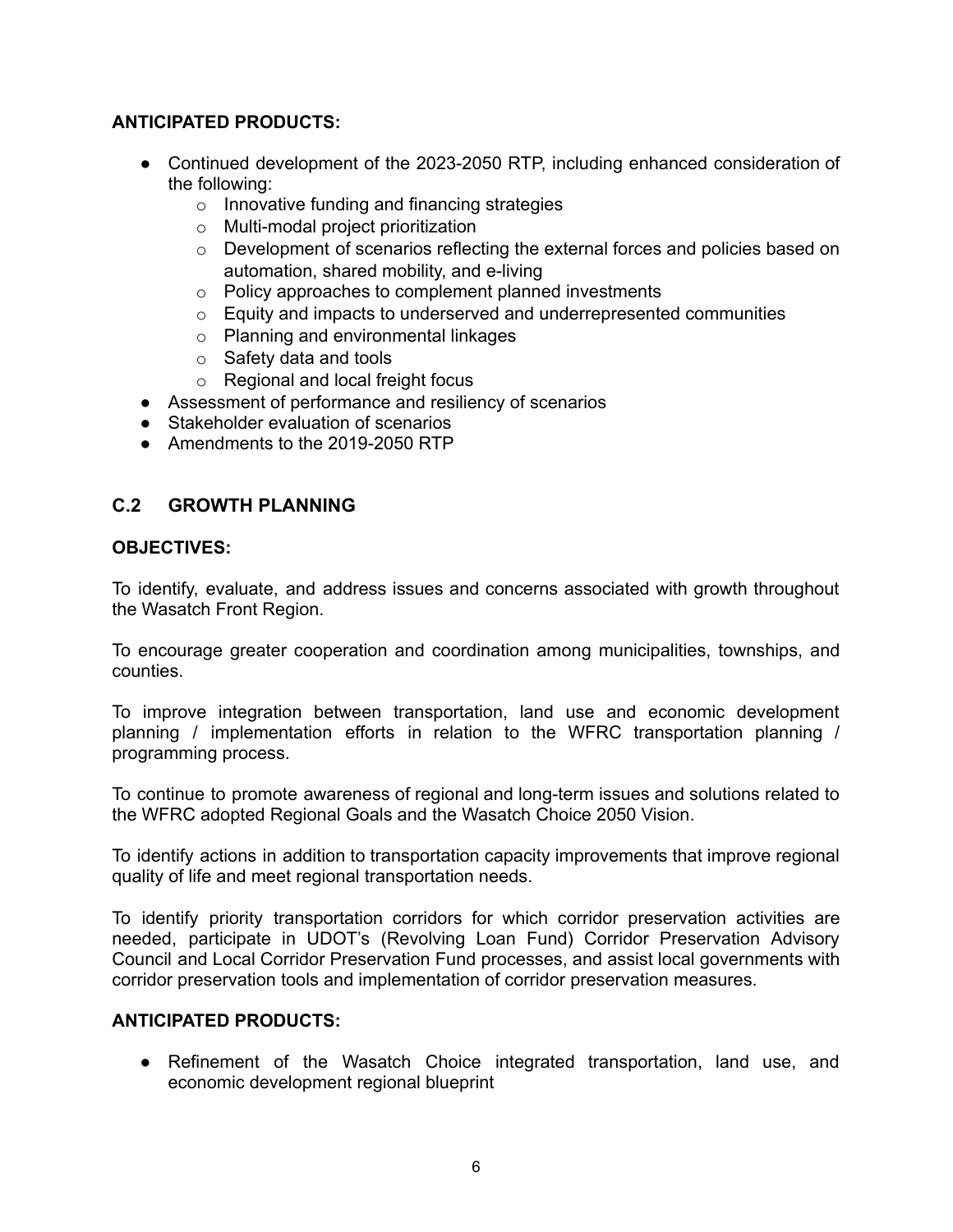**ANTICIPATED PRODUCTS:**

- Continued development of the 2023-2050 RTP, including enhanced consideration of the following:
  - Innovative funding and financing strategies
  - Multi-modal project prioritization
  - Development of scenarios reflecting the external forces and policies based on automation, shared mobility, and e-living
  - Policy approaches to complement planned investments
  - Equity and impacts to underserved and underrepresented communities
  - Planning and environmental linkages
  - Safety data and tools
  - Regional and local freight focus
- Assessment of performance and resiliency of scenarios
- Stakeholder evaluation of scenarios
- Amendments to the 2019-2050 RTP

## C.2 GROWTH PLANNING

**OBJECTIVES:**

To identify, evaluate, and address issues and concerns associated with growth throughout the Wasatch Front Region.

To encourage greater cooperation and coordination among municipalities, townships, and counties.

To improve integration between transportation, land use and economic development planning / implementation efforts in relation to the WFRC transportation planning / programming process.

To continue to promote awareness of regional and long-term issues and solutions related to the WFRC adopted Regional Goals and the Wasatch Choice 2050 Vision.

To identify actions in addition to transportation capacity improvements that improve regional quality of life and meet regional transportation needs.

To identify priority transportation corridors for which corridor preservation activities are needed, participate in UDOT's (Revolving Loan Fund) Corridor Preservation Advisory Council and Local Corridor Preservation Fund processes, and assist local governments with corridor preservation tools and implementation of corridor preservation measures.

**ANTICIPATED PRODUCTS:**

- Refinement of the Wasatch Choice integrated transportation, land use, and economic development regional blueprint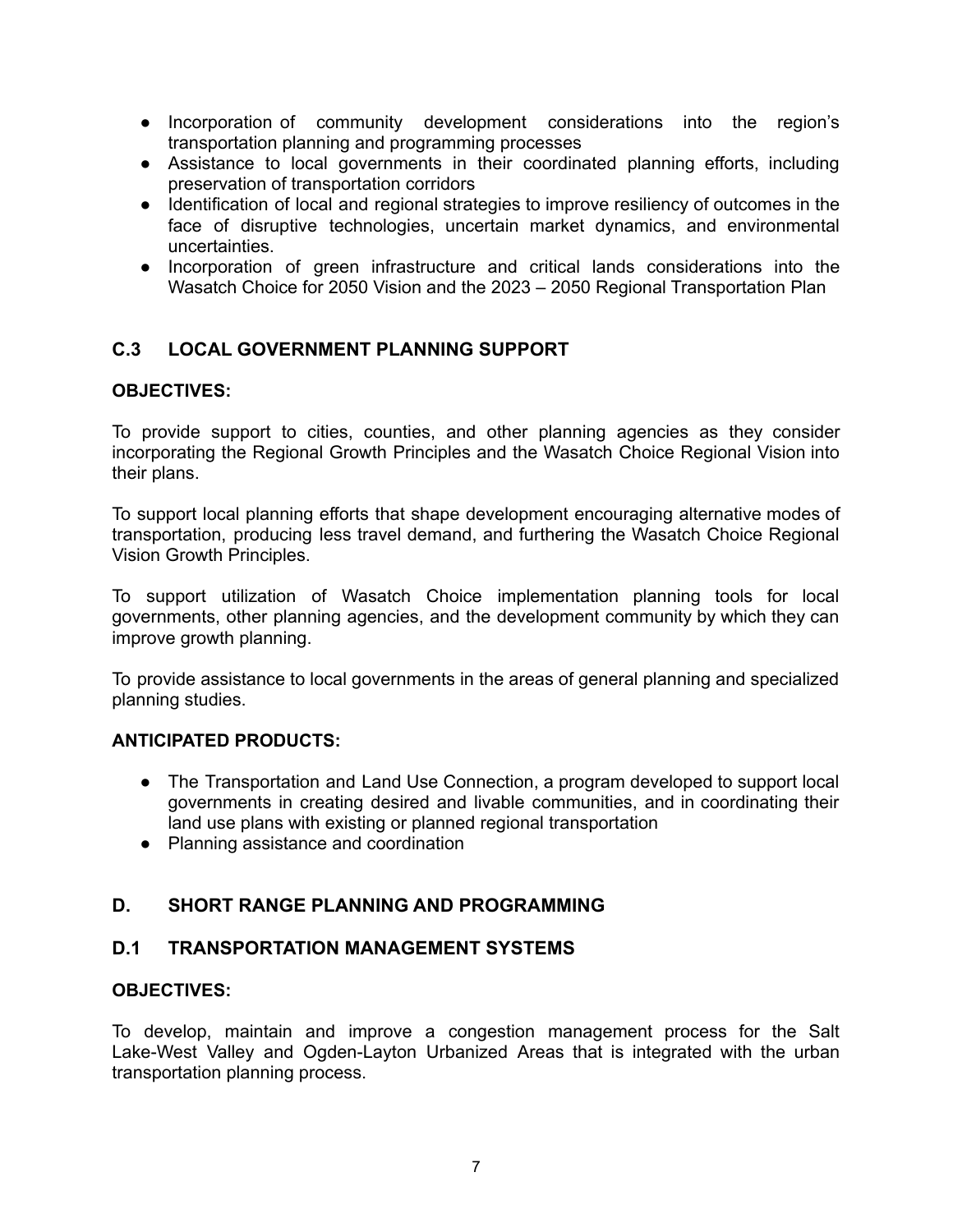- Incorporation of community development considerations into the region's transportation planning and programming processes
- Assistance to local governments in their coordinated planning efforts, including preservation of transportation corridors
- Identification of local and regional strategies to improve resiliency of outcomes in the face of disruptive technologies, uncertain market dynamics, and environmental uncertainties.
- Incorporation of green infrastructure and critical lands considerations into the Wasatch Choice for 2050 Vision and the 2023 – 2050 Regional Transportation Plan

### C.3 LOCAL GOVERNMENT PLANNING SUPPORT

**OBJECTIVES:**

To provide support to cities, counties, and other planning agencies as they consider incorporating the Regional Growth Principles and the Wasatch Choice Regional Vision into their plans.

To support local planning efforts that shape development encouraging alternative modes of transportation, producing less travel demand, and furthering the Wasatch Choice Regional Vision Growth Principles.

To support utilization of Wasatch Choice implementation planning tools for local governments, other planning agencies, and the development community by which they can improve growth planning.

To provide assistance to local governments in the areas of general planning and specialized planning studies.

**ANTICIPATED PRODUCTS:**

- The Transportation and Land Use Connection, a program developed to support local governments in creating desired and livable communities, and in coordinating their land use plans with existing or planned regional transportation
- Planning assistance and coordination

## D. SHORT RANGE PLANNING AND PROGRAMMING

### D.1 TRANSPORTATION MANAGEMENT SYSTEMS

**OBJECTIVES:**

To develop, maintain and improve a congestion management process for the Salt Lake-West Valley and Ogden-Layton Urbanized Areas that is integrated with the urban transportation planning process.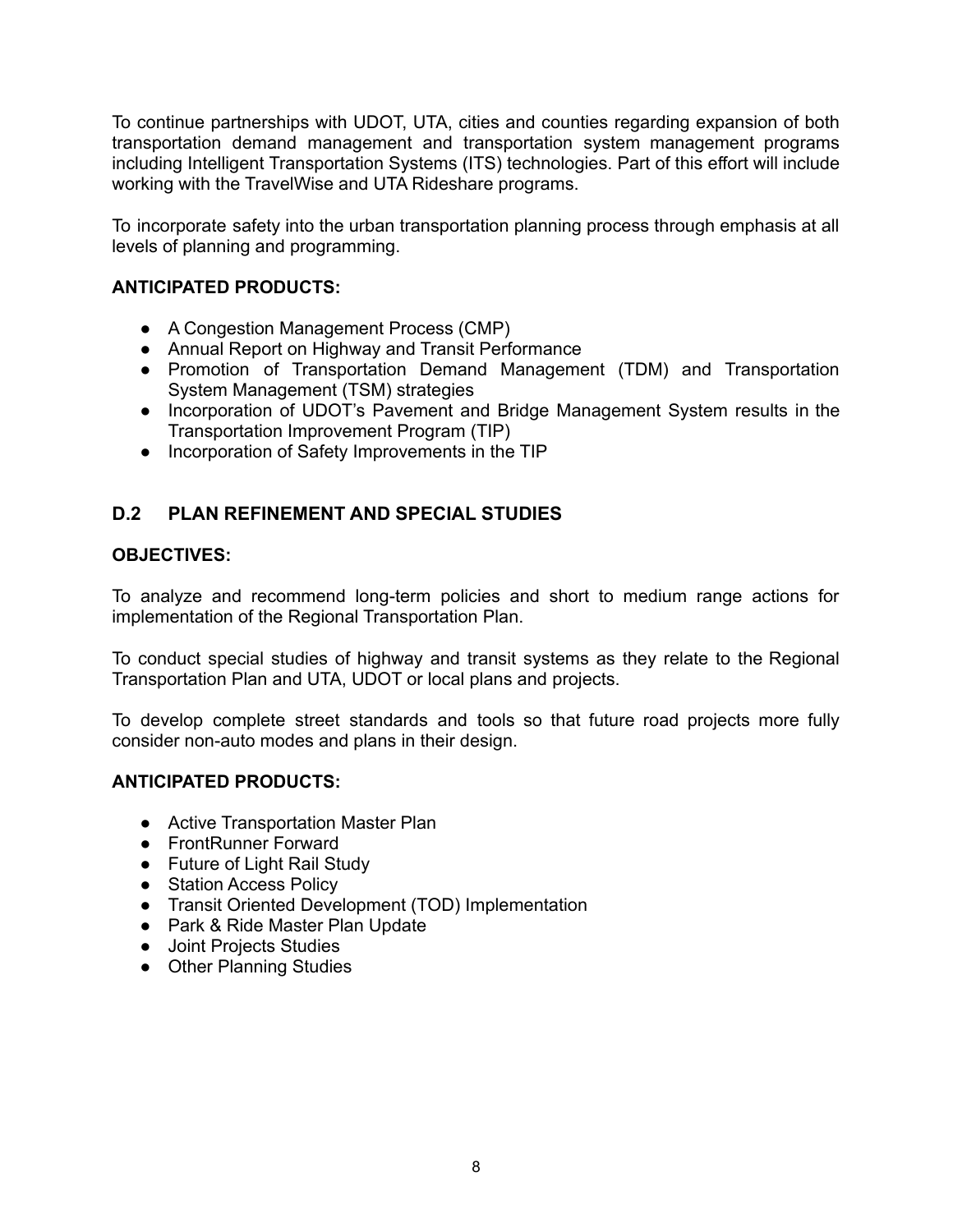To continue partnerships with UDOT, UTA, cities and counties regarding expansion of both transportation demand management and transportation system management programs including Intelligent Transportation Systems (ITS) technologies. Part of this effort will include working with the TravelWise and UTA Rideshare programs.

To incorporate safety into the urban transportation planning process through emphasis at all levels of planning and programming.

**ANTICIPATED PRODUCTS:**

- A Congestion Management Process (CMP)
- Annual Report on Highway and Transit Performance
- Promotion of Transportation Demand Management (TDM) and Transportation System Management (TSM) strategies
- Incorporation of UDOT's Pavement and Bridge Management System results in the Transportation Improvement Program (TIP)
- Incorporation of Safety Improvements in the TIP

## D.2 PLAN REFINEMENT AND SPECIAL STUDIES

**OBJECTIVES:**

To analyze and recommend long-term policies and short to medium range actions for implementation of the Regional Transportation Plan.

To conduct special studies of highway and transit systems as they relate to the Regional Transportation Plan and UTA, UDOT or local plans and projects.

To develop complete street standards and tools so that future road projects more fully consider non-auto modes and plans in their design.

**ANTICIPATED PRODUCTS:**

- Active Transportation Master Plan
- FrontRunner Forward
- Future of Light Rail Study
- Station Access Policy
- Transit Oriented Development (TOD) Implementation
- Park & Ride Master Plan Update
- Joint Projects Studies
- Other Planning Studies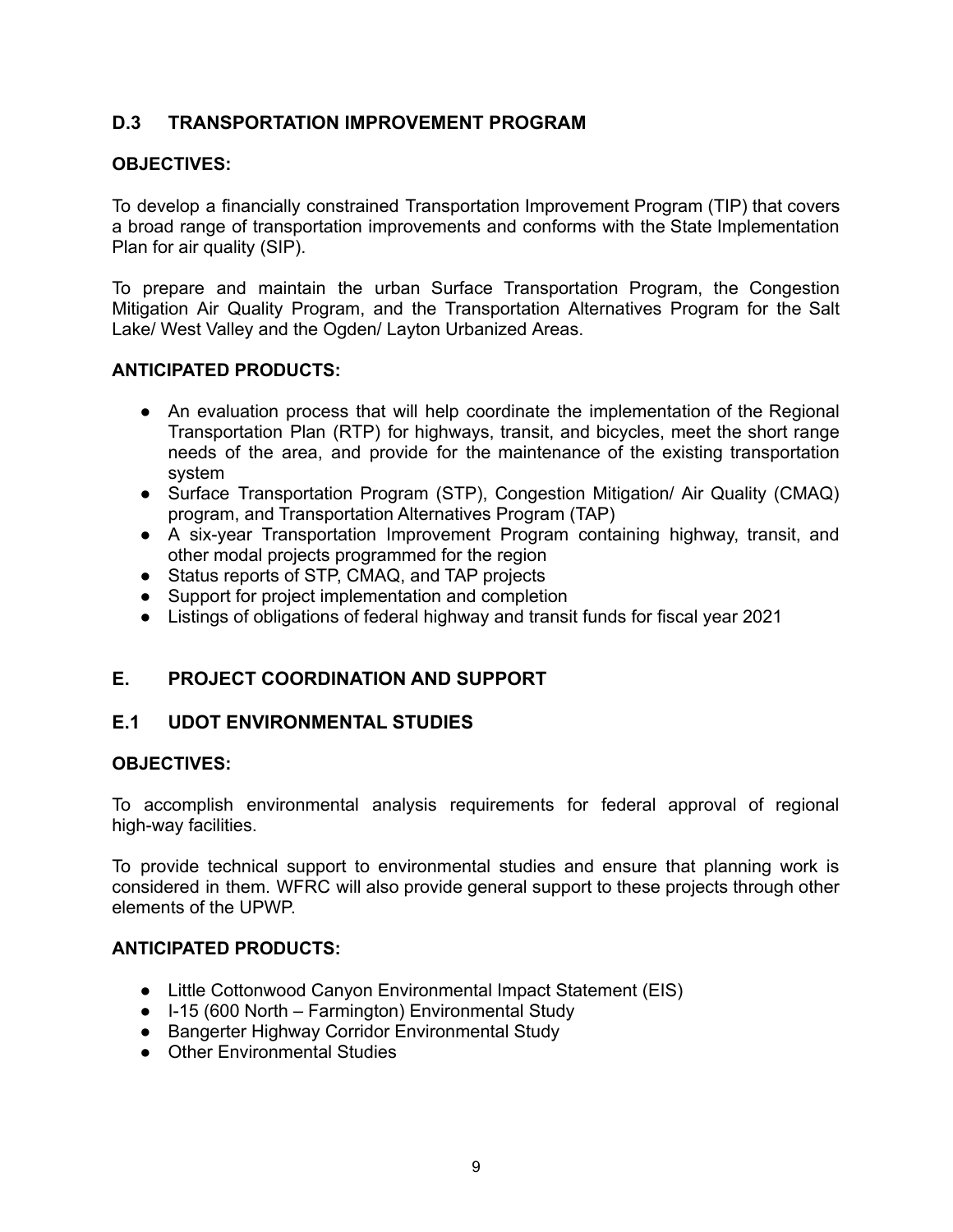## D.3 TRANSPORTATION IMPROVEMENT PROGRAM

**OBJECTIVES:**

To develop a financially constrained Transportation Improvement Program (TIP) that covers a broad range of transportation improvements and conforms with the State Implementation Plan for air quality (SIP).

To prepare and maintain the urban Surface Transportation Program, the Congestion Mitigation Air Quality Program, and the Transportation Alternatives Program for the Salt Lake/ West Valley and the Ogden/ Layton Urbanized Areas.

**ANTICIPATED PRODUCTS:**

- An evaluation process that will help coordinate the implementation of the Regional Transportation Plan (RTP) for highways, transit, and bicycles, meet the short range needs of the area, and provide for the maintenance of the existing transportation system
- Surface Transportation Program (STP), Congestion Mitigation/ Air Quality (CMAQ) program, and Transportation Alternatives Program (TAP)
- A six-year Transportation Improvement Program containing highway, transit, and other modal projects programmed for the region
- Status reports of STP, CMAQ, and TAP projects
- Support for project implementation and completion
- Listings of obligations of federal highway and transit funds for fiscal year 2021

# E. PROJECT COORDINATION AND SUPPORT

## E.1 UDOT ENVIRONMENTAL STUDIES

**OBJECTIVES:**

To accomplish environmental analysis requirements for federal approval of regional high-way facilities.

To provide technical support to environmental studies and ensure that planning work is considered in them. WFRC will also provide general support to these projects through other elements of the UPWP.

**ANTICIPATED PRODUCTS:**

- Little Cottonwood Canyon Environmental Impact Statement (EIS)
- I-15 (600 North – Farmington) Environmental Study
- Bangerter Highway Corridor Environmental Study
- Other Environmental Studies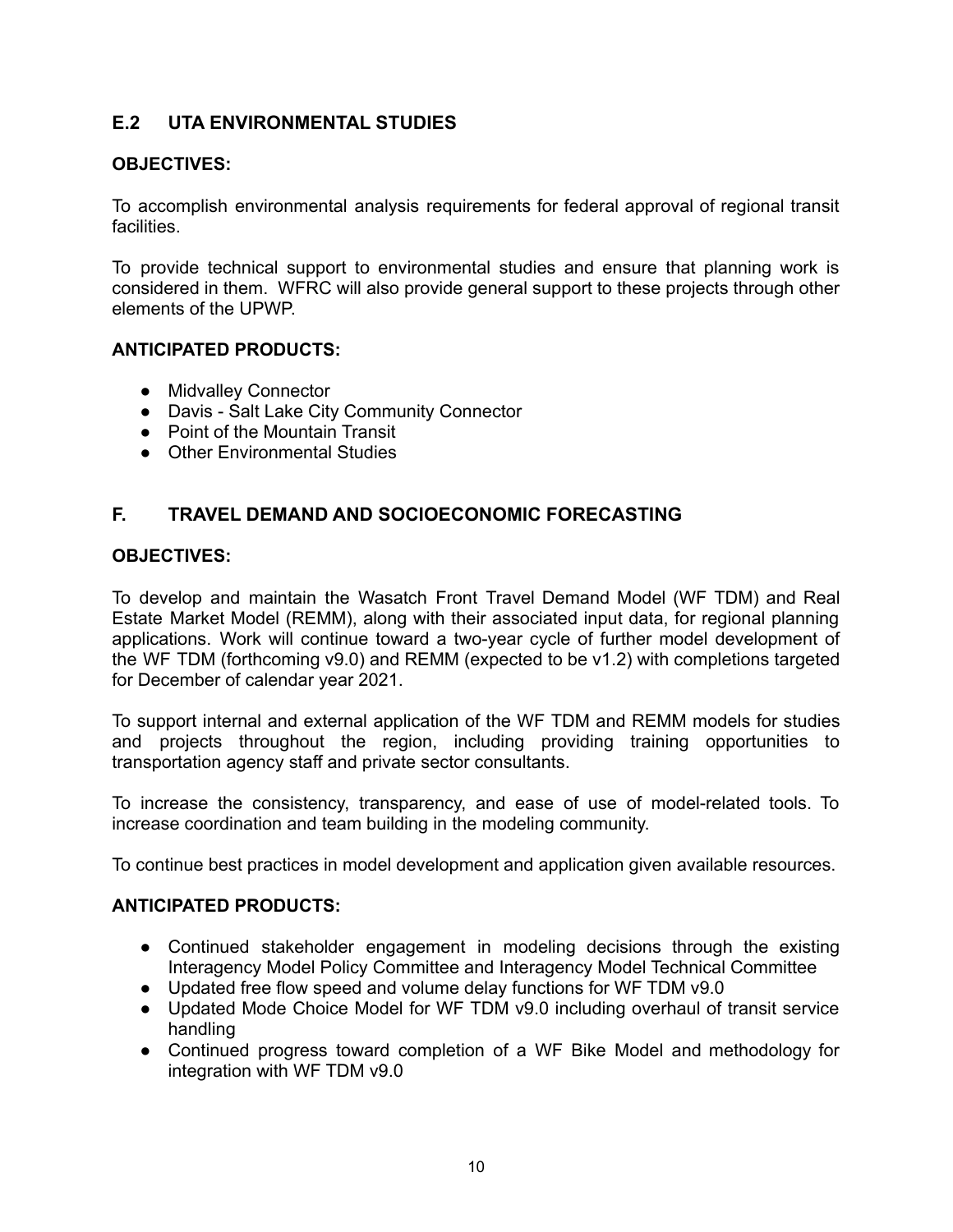## E.2 UTA ENVIRONMENTAL STUDIES

**OBJECTIVES:**

To accomplish environmental analysis requirements for federal approval of regional transit facilities.

To provide technical support to environmental studies and ensure that planning work is considered in them. WFRC will also provide general support to these projects through other elements of the UPWP.

**ANTICIPATED PRODUCTS:**

- Midvalley Connector
- Davis - Salt Lake City Community Connector
- Point of the Mountain Transit
- Other Environmental Studies

## F. TRAVEL DEMAND AND SOCIOECONOMIC FORECASTING

**OBJECTIVES:**

To develop and maintain the Wasatch Front Travel Demand Model (WF TDM) and Real Estate Market Model (REMM), along with their associated input data, for regional planning applications. Work will continue toward a two-year cycle of further model development of the WF TDM (forthcoming v9.0) and REMM (expected to be v1.2) with completions targeted for December of calendar year 2021.

To support internal and external application of the WF TDM and REMM models for studies and projects throughout the region, including providing training opportunities to transportation agency staff and private sector consultants.

To increase the consistency, transparency, and ease of use of model-related tools. To increase coordination and team building in the modeling community.

To continue best practices in model development and application given available resources.

**ANTICIPATED PRODUCTS:**

- Continued stakeholder engagement in modeling decisions through the existing Interagency Model Policy Committee and Interagency Model Technical Committee
- Updated free flow speed and volume delay functions for WF TDM v9.0
- Updated Mode Choice Model for WF TDM v9.0 including overhaul of transit service handling
- Continued progress toward completion of a WF Bike Model and methodology for integration with WF TDM v9.0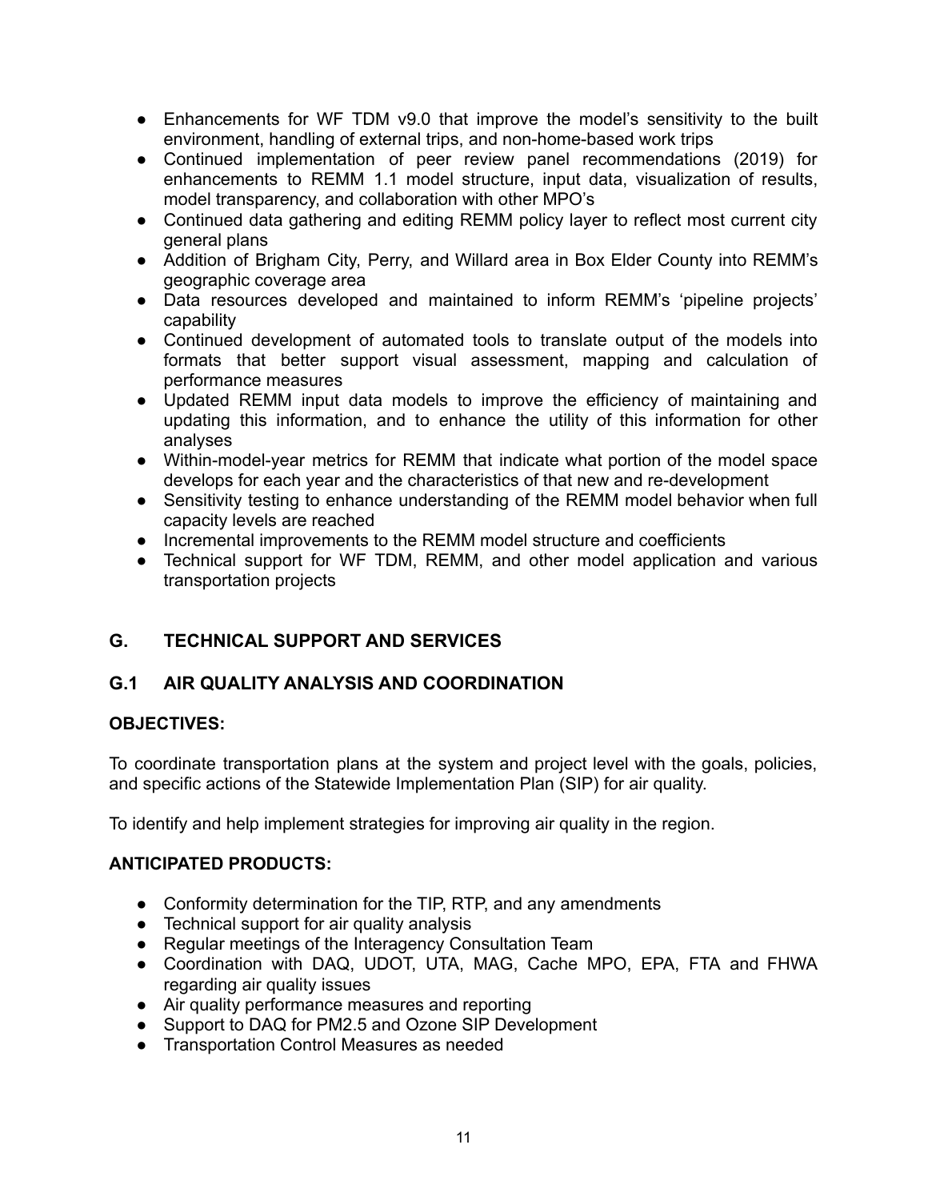- Enhancements for WF TDM v9.0 that improve the model's sensitivity to the built environment, handling of external trips, and non-home-based work trips
- Continued implementation of peer review panel recommendations (2019) for enhancements to REMM 1.1 model structure, input data, visualization of results, model transparency, and collaboration with other MPO's
- Continued data gathering and editing REMM policy layer to reflect most current city general plans
- Addition of Brigham City, Perry, and Willard area in Box Elder County into REMM's geographic coverage area
- Data resources developed and maintained to inform REMM's 'pipeline projects' capability
- Continued development of automated tools to translate output of the models into formats that better support visual assessment, mapping and calculation of performance measures
- Updated REMM input data models to improve the efficiency of maintaining and updating this information, and to enhance the utility of this information for other analyses
- Within-model-year metrics for REMM that indicate what portion of the model space develops for each year and the characteristics of that new and re-development
- Sensitivity testing to enhance understanding of the REMM model behavior when full capacity levels are reached
- Incremental improvements to the REMM model structure and coefficients
- Technical support for WF TDM, REMM, and other model application and various transportation projects

## G. TECHNICAL SUPPORT AND SERVICES

### G.1 AIR QUALITY ANALYSIS AND COORDINATION

**OBJECTIVES:**

To coordinate transportation plans at the system and project level with the goals, policies, and specific actions of the Statewide Implementation Plan (SIP) for air quality.

To identify and help implement strategies for improving air quality in the region.

**ANTICIPATED PRODUCTS:**

- Conformity determination for the TIP, RTP, and any amendments
- Technical support for air quality analysis
- Regular meetings of the Interagency Consultation Team
- Coordination with DAQ, UDOT, UTA, MAG, Cache MPO, EPA, FTA and FHWA regarding air quality issues
- Air quality performance measures and reporting
- Support to DAQ for PM2.5 and Ozone SIP Development
- Transportation Control Measures as needed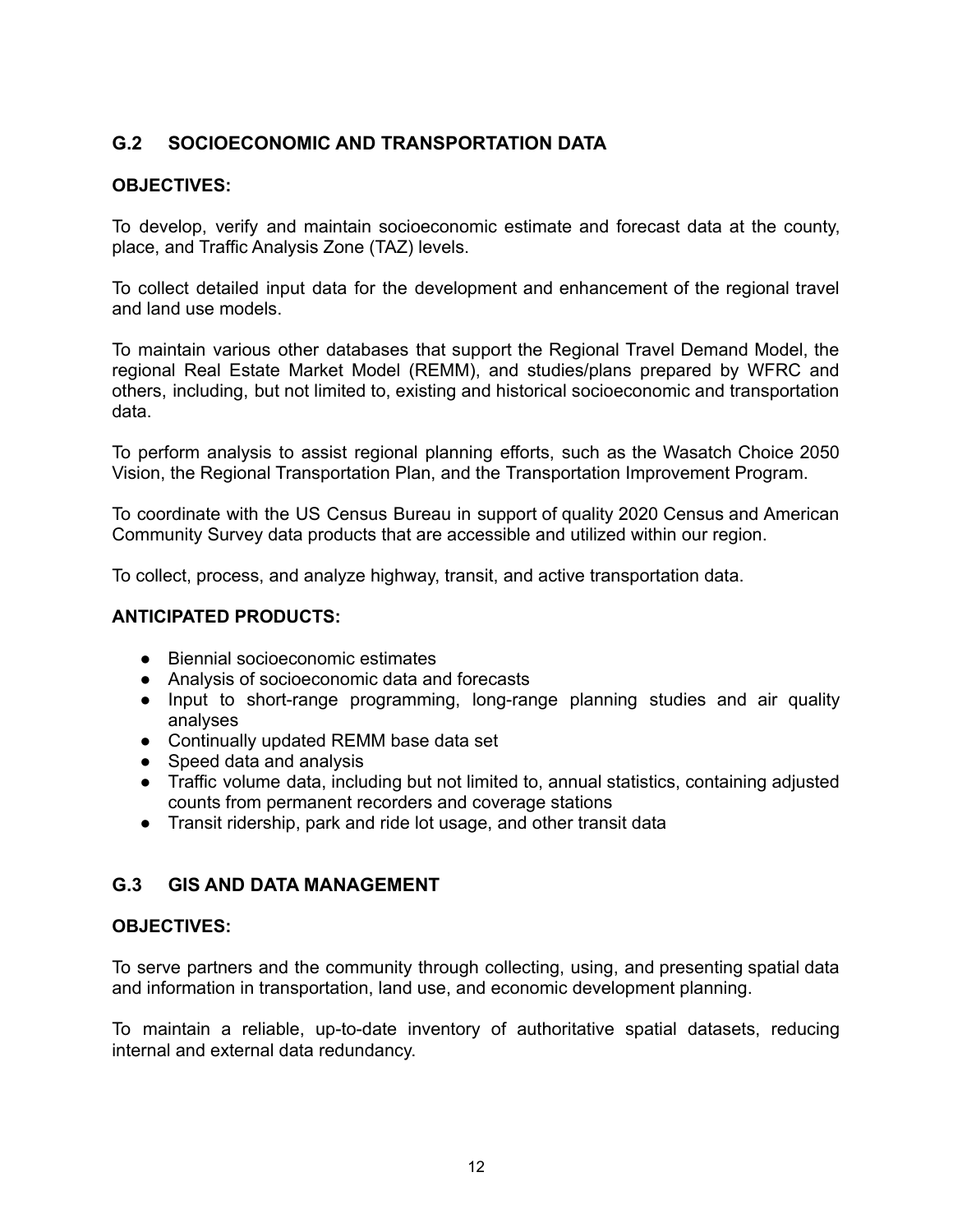## G.2 SOCIOECONOMIC AND TRANSPORTATION DATA

**OBJECTIVES:**

To develop, verify and maintain socioeconomic estimate and forecast data at the county, place, and Traffic Analysis Zone (TAZ) levels.

To collect detailed input data for the development and enhancement of the regional travel and land use models.

To maintain various other databases that support the Regional Travel Demand Model, the regional Real Estate Market Model (REMM), and studies/plans prepared by WFRC and others, including, but not limited to, existing and historical socioeconomic and transportation data.

To perform analysis to assist regional planning efforts, such as the Wasatch Choice 2050 Vision, the Regional Transportation Plan, and the Transportation Improvement Program.

To coordinate with the US Census Bureau in support of quality 2020 Census and American Community Survey data products that are accessible and utilized within our region.

To collect, process, and analyze highway, transit, and active transportation data.

**ANTICIPATED PRODUCTS:**

- Biennial socioeconomic estimates
- Analysis of socioeconomic data and forecasts
- Input to short-range programming, long-range planning studies and air quality analyses
- Continually updated REMM base data set
- Speed data and analysis
- Traffic volume data, including but not limited to, annual statistics, containing adjusted counts from permanent recorders and coverage stations
- Transit ridership, park and ride lot usage, and other transit data

## G.3 GIS AND DATA MANAGEMENT

**OBJECTIVES:**

To serve partners and the community through collecting, using, and presenting spatial data and information in transportation, land use, and economic development planning.

To maintain a reliable, up-to-date inventory of authoritative spatial datasets, reducing internal and external data redundancy.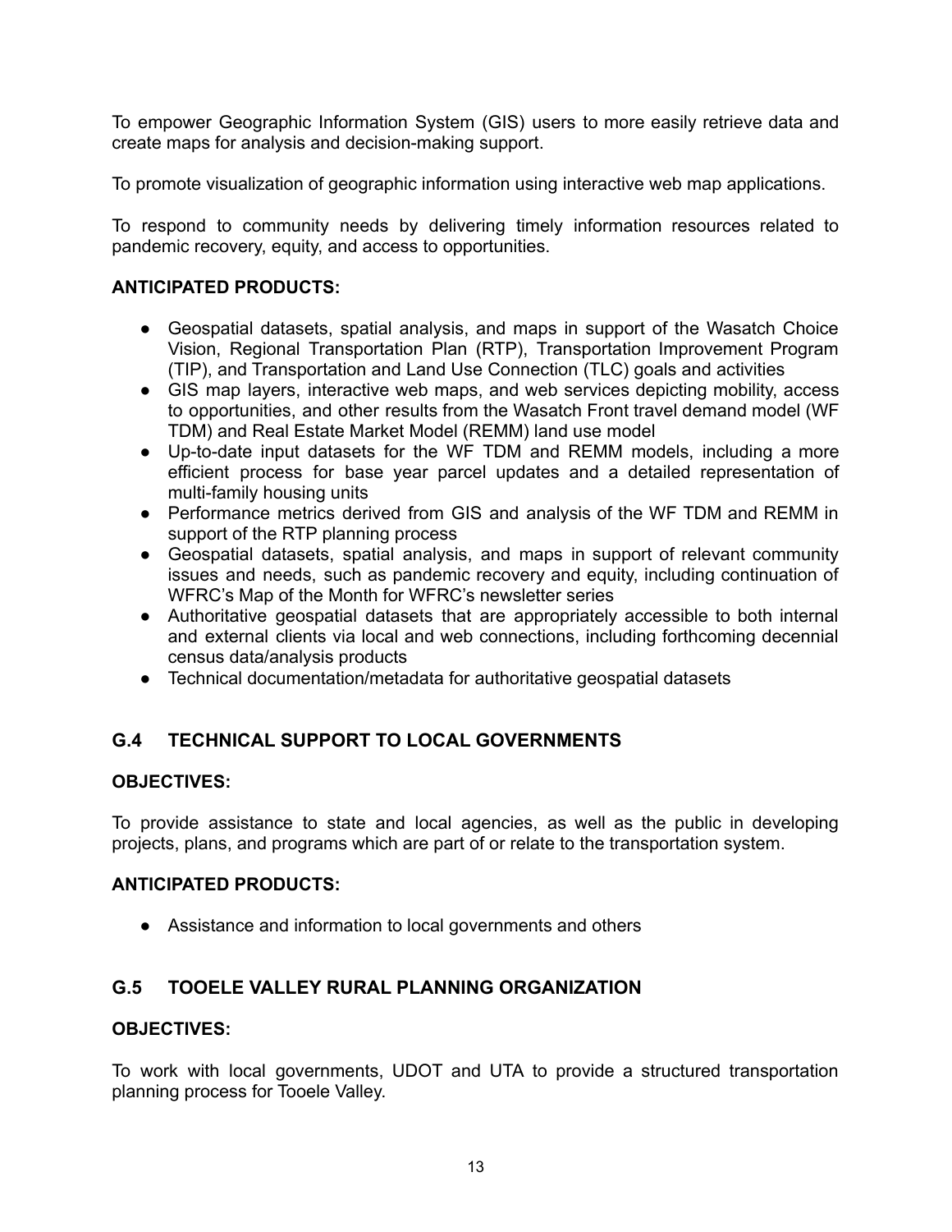To empower Geographic Information System (GIS) users to more easily retrieve data and create maps for analysis and decision-making support.

To promote visualization of geographic information using interactive web map applications.

To respond to community needs by delivering timely information resources related to pandemic recovery, equity, and access to opportunities.

**ANTICIPATED PRODUCTS:**

- Geospatial datasets, spatial analysis, and maps in support of the Wasatch Choice Vision, Regional Transportation Plan (RTP), Transportation Improvement Program (TIP), and Transportation and Land Use Connection (TLC) goals and activities
- GIS map layers, interactive web maps, and web services depicting mobility, access to opportunities, and other results from the Wasatch Front travel demand model (WF TDM) and Real Estate Market Model (REMM) land use model
- Up-to-date input datasets for the WF TDM and REMM models, including a more efficient process for base year parcel updates and a detailed representation of multi-family housing units
- Performance metrics derived from GIS and analysis of the WF TDM and REMM in support of the RTP planning process
- Geospatial datasets, spatial analysis, and maps in support of relevant community issues and needs, such as pandemic recovery and equity, including continuation of WFRC's Map of the Month for WFRC's newsletter series
- Authoritative geospatial datasets that are appropriately accessible to both internal and external clients via local and web connections, including forthcoming decennial census data/analysis products
- Technical documentation/metadata for authoritative geospatial datasets

## G.4 TECHNICAL SUPPORT TO LOCAL GOVERNMENTS

**OBJECTIVES:**

To provide assistance to state and local agencies, as well as the public in developing projects, plans, and programs which are part of or relate to the transportation system.

**ANTICIPATED PRODUCTS:**

- Assistance and information to local governments and others

## G.5 TOOELE VALLEY RURAL PLANNING ORGANIZATION

**OBJECTIVES:**

To work with local governments, UDOT and UTA to provide a structured transportation planning process for Tooele Valley.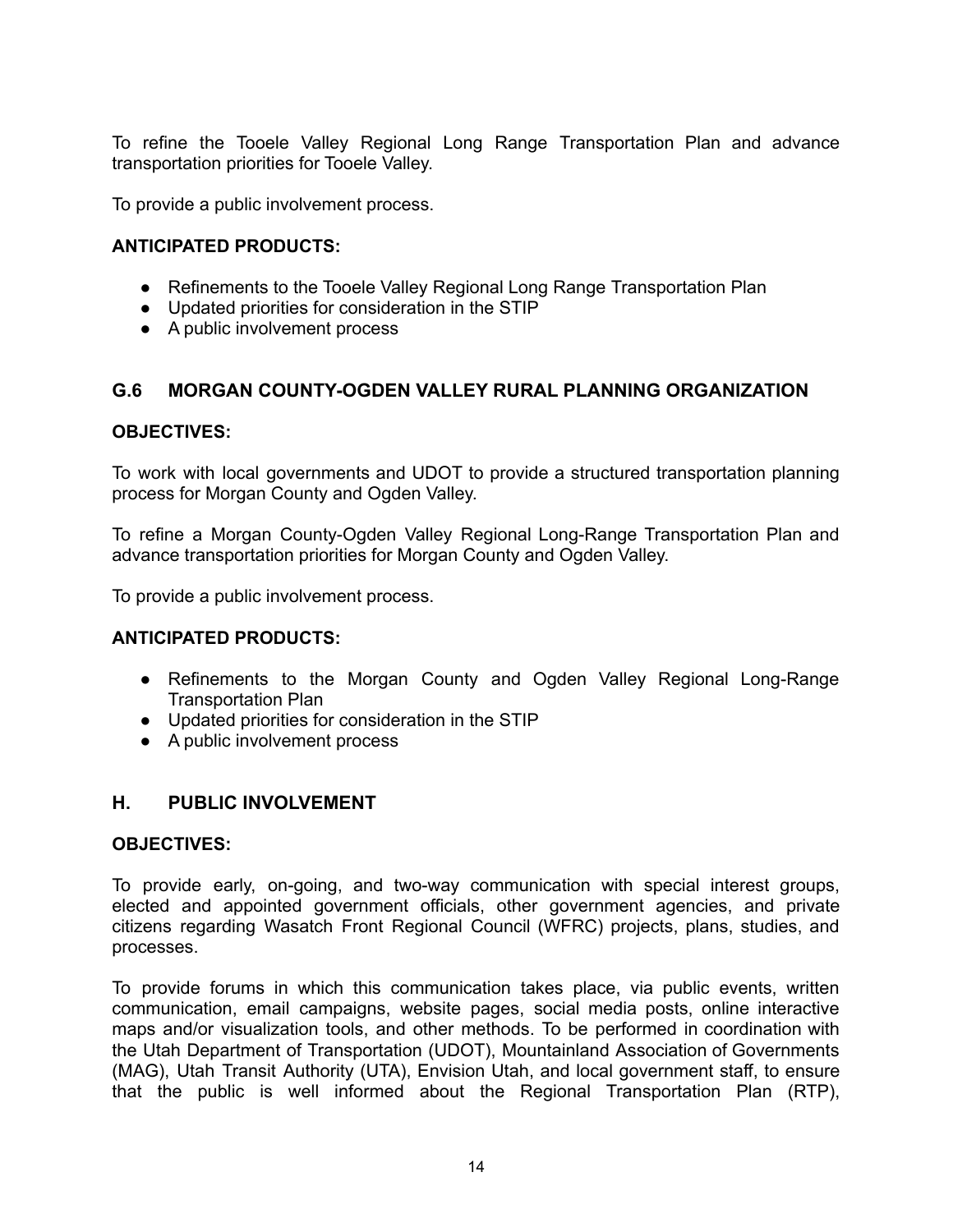To refine the Tooele Valley Regional Long Range Transportation Plan and advance transportation priorities for Tooele Valley.

To provide a public involvement process.

**ANTICIPATED PRODUCTS:**

- Refinements to the Tooele Valley Regional Long Range Transportation Plan
- Updated priorities for consideration in the STIP
- A public involvement process

## G.6 MORGAN COUNTY-OGDEN VALLEY RURAL PLANNING ORGANIZATION

**OBJECTIVES:**

To work with local governments and UDOT to provide a structured transportation planning process for Morgan County and Ogden Valley.

To refine a Morgan County-Ogden Valley Regional Long-Range Transportation Plan and advance transportation priorities for Morgan County and Ogden Valley.

To provide a public involvement process.

**ANTICIPATED PRODUCTS:**

- Refinements to the Morgan County and Ogden Valley Regional Long-Range Transportation Plan
- Updated priorities for consideration in the STIP
- A public involvement process

## H. PUBLIC INVOLVEMENT

**OBJECTIVES:**

To provide early, on-going, and two-way communication with special interest groups, elected and appointed government officials, other government agencies, and private citizens regarding Wasatch Front Regional Council (WFRC) projects, plans, studies, and processes.

To provide forums in which this communication takes place, via public events, written communication, email campaigns, website pages, social media posts, online interactive maps and/or visualization tools, and other methods. To be performed in coordination with the Utah Department of Transportation (UDOT), Mountainland Association of Governments (MAG), Utah Transit Authority (UTA), Envision Utah, and local government staff, to ensure that the public is well informed about the Regional Transportation Plan (RTP),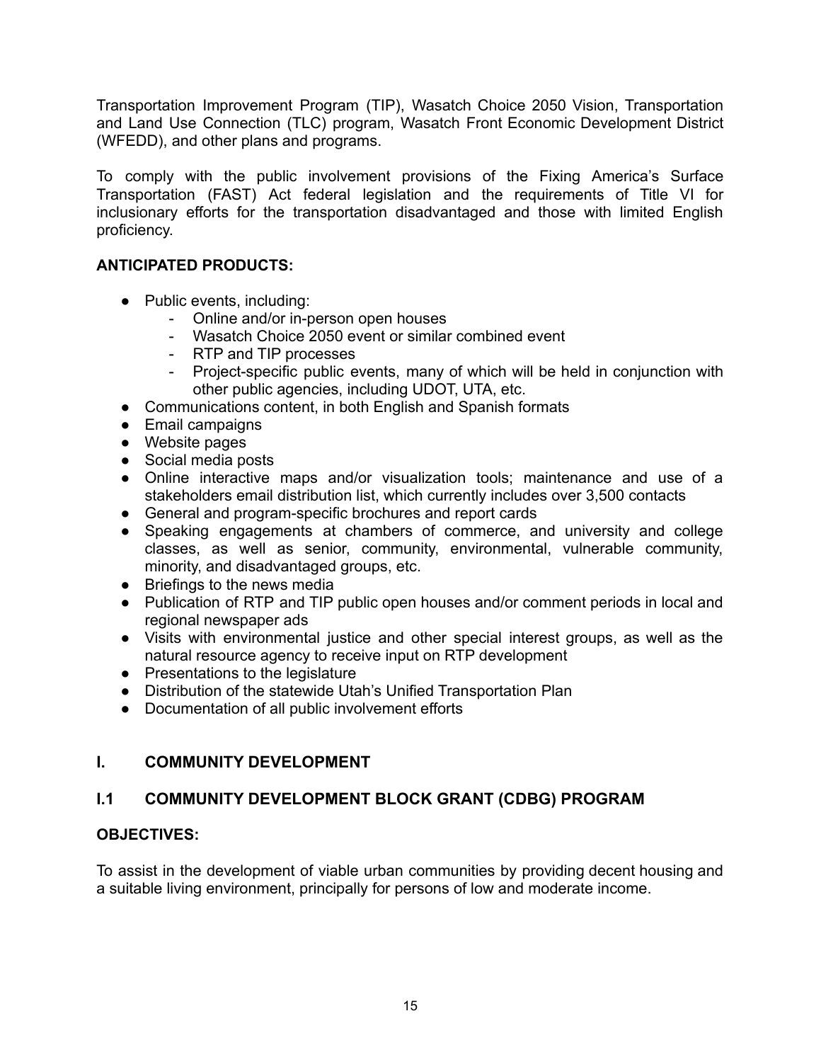Transportation Improvement Program (TIP), Wasatch Choice 2050 Vision, Transportation and Land Use Connection (TLC) program, Wasatch Front Economic Development District (WFEDD), and other plans and programs.

To comply with the public involvement provisions of the Fixing America's Surface Transportation (FAST) Act federal legislation and the requirements of Title VI for inclusionary efforts for the transportation disadvantaged and those with limited English proficiency.

**ANTICIPATED PRODUCTS:**

- Public events, including:
    - Online and/or in-person open houses
    - Wasatch Choice 2050 event or similar combined event
    - RTP and TIP processes
    - Project-specific public events, many of which will be held in conjunction with other public agencies, including UDOT, UTA, etc.
- Communications content, in both English and Spanish formats
- Email campaigns
- Website pages
- Social media posts
- Online interactive maps and/or visualization tools; maintenance and use of a stakeholders email distribution list, which currently includes over 3,500 contacts
- General and program-specific brochures and report cards
- Speaking engagements at chambers of commerce, and university and college classes, as well as senior, community, environmental, vulnerable community, minority, and disadvantaged groups, etc.
- Briefings to the news media
- Publication of RTP and TIP public open houses and/or comment periods in local and regional newspaper ads
- Visits with environmental justice and other special interest groups, as well as the natural resource agency to receive input on RTP development
- Presentations to the legislature
- Distribution of the statewide Utah's Unified Transportation Plan
- Documentation of all public involvement efforts

## I. COMMUNITY DEVELOPMENT

### I.1 COMMUNITY DEVELOPMENT BLOCK GRANT (CDBG) PROGRAM

**OBJECTIVES:**

To assist in the development of viable urban communities by providing decent housing and a suitable living environment, principally for persons of low and moderate income.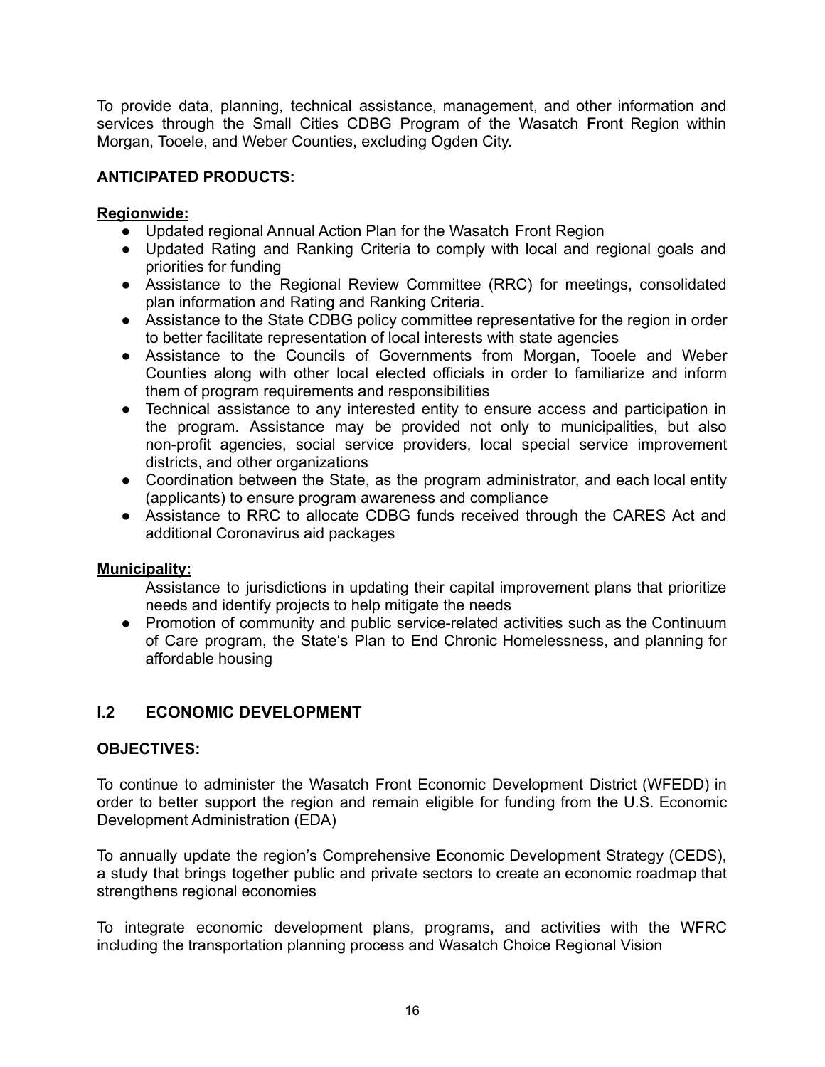To provide data, planning, technical assistance, management, and other information and services through the Small Cities CDBG Program of the Wasatch Front Region within Morgan, Tooele, and Weber Counties, excluding Ogden City.

**ANTICIPATED PRODUCTS:**

**Regionwide:**

- Updated regional Annual Action Plan for the Wasatch Front Region
- Updated Rating and Ranking Criteria to comply with local and regional goals and priorities for funding
- Assistance to the Regional Review Committee (RRC) for meetings, consolidated plan information and Rating and Ranking Criteria.
- Assistance to the State CDBG policy committee representative for the region in order to better facilitate representation of local interests with state agencies
- Assistance to the Councils of Governments from Morgan, Tooele and Weber Counties along with other local elected officials in order to familiarize and inform them of program requirements and responsibilities
- Technical assistance to any interested entity to ensure access and participation in the program. Assistance may be provided not only to municipalities, but also non-profit agencies, social service providers, local special service improvement districts, and other organizations
- Coordination between the State, as the program administrator, and each local entity (applicants) to ensure program awareness and compliance
- Assistance to RRC to allocate CDBG funds received through the CARES Act and additional Coronavirus aid packages

**Municipality:**

Assistance to jurisdictions in updating their capital improvement plans that prioritize needs and identify projects to help mitigate the needs

- Promotion of community and public service-related activities such as the Continuum of Care program, the State's Plan to End Chronic Homelessness, and planning for affordable housing

## I.2 ECONOMIC DEVELOPMENT

**OBJECTIVES:**

To continue to administer the Wasatch Front Economic Development District (WFEDD) in order to better support the region and remain eligible for funding from the U.S. Economic Development Administration (EDA)

To annually update the region's Comprehensive Economic Development Strategy (CEDS), a study that brings together public and private sectors to create an economic roadmap that strengthens regional economies

To integrate economic development plans, programs, and activities with the WFRC including the transportation planning process and Wasatch Choice Regional Vision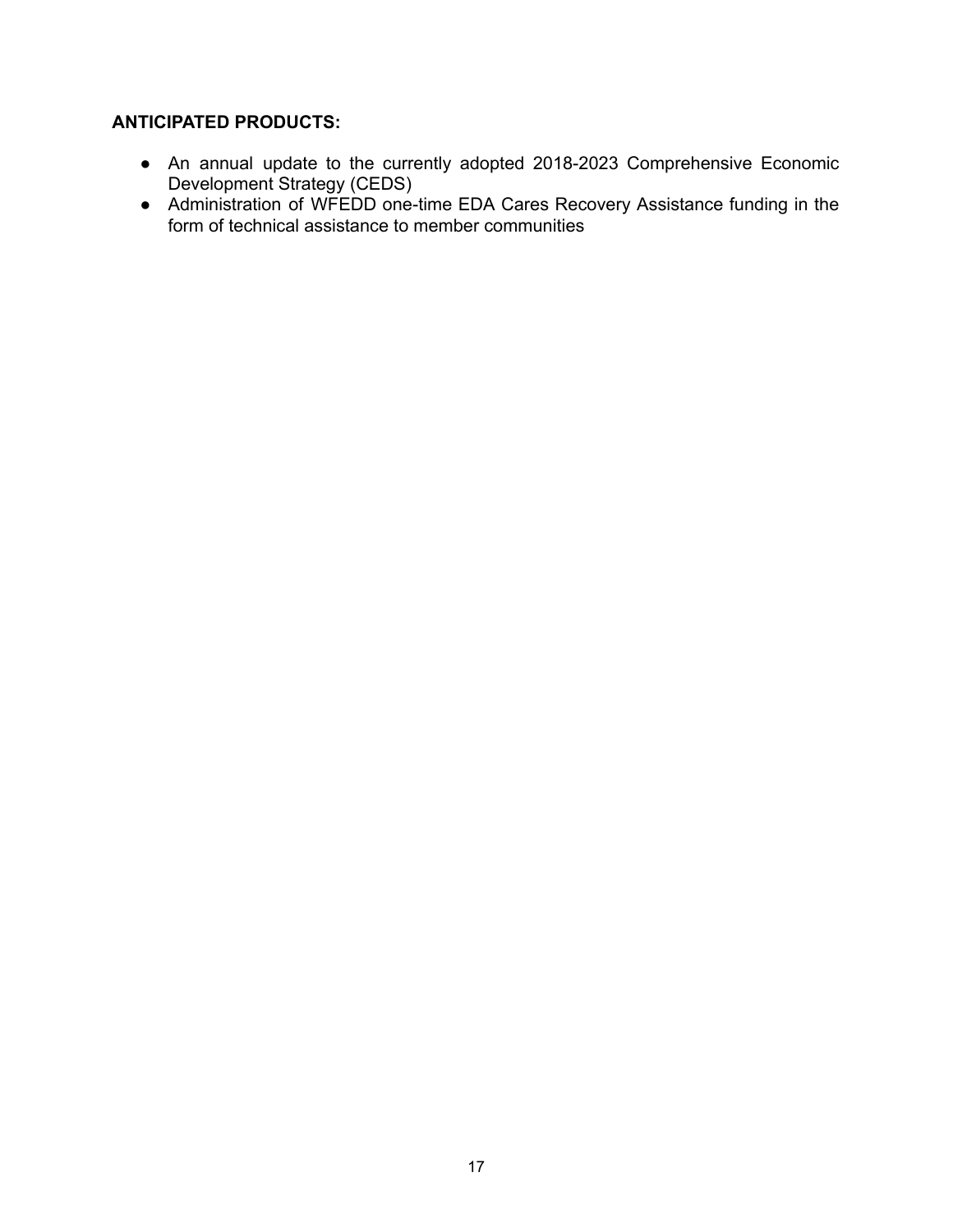**ANTICIPATED PRODUCTS:**

- An annual update to the currently adopted 2018-2023 Comprehensive Economic Development Strategy (CEDS)
- Administration of WFEDD one-time EDA Cares Recovery Assistance funding in the form of technical assistance to member communities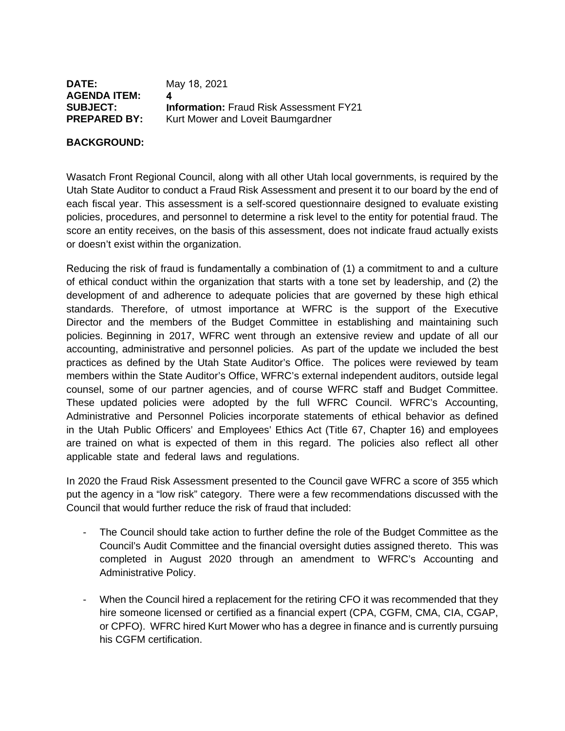**DATE:** May 18, 2021
**AGENDA ITEM:** **4**
**SUBJECT:** **Information:** Fraud Risk Assessment FY21
**PREPARED BY:** Kurt Mower and Loveit Baumgardner

**BACKGROUND:**

Wasatch Front Regional Council, along with all other Utah local governments, is required by the Utah State Auditor to conduct a Fraud Risk Assessment and present it to our board by the end of each fiscal year. This assessment is a self-scored questionnaire designed to evaluate existing policies, procedures, and personnel to determine a risk level to the entity for potential fraud. The score an entity receives, on the basis of this assessment, does not indicate fraud actually exists or doesn't exist within the organization.

Reducing the risk of fraud is fundamentally a combination of (1) a commitment to and a culture of ethical conduct within the organization that starts with a tone set by leadership, and (2) the development of and adherence to adequate policies that are governed by these high ethical standards. Therefore, of utmost importance at WFRC is the support of the Executive Director and the members of the Budget Committee in establishing and maintaining such policies. Beginning in 2017, WFRC went through an extensive review and update of all our accounting, administrative and personnel policies. As part of the update we included the best practices as defined by the Utah State Auditor's Office. The polices were reviewed by team members within the State Auditor's Office, WFRC's external independent auditors, outside legal counsel, some of our partner agencies, and of course WFRC staff and Budget Committee. These updated policies were adopted by the full WFRC Council. WFRC's Accounting, Administrative and Personnel Policies incorporate statements of ethical behavior as defined in the Utah Public Officers' and Employees' Ethics Act (Title 67, Chapter 16) and employees are trained on what is expected of them in this regard. The policies also reflect all other applicable state and federal laws and regulations.

In 2020 the Fraud Risk Assessment presented to the Council gave WFRC a score of 355 which put the agency in a "low risk" category. There were a few recommendations discussed with the Council that would further reduce the risk of fraud that included:

- The Council should take action to further define the role of the Budget Committee as the Council's Audit Committee and the financial oversight duties assigned thereto. This was completed in August 2020 through an amendment to WFRC's Accounting and Administrative Policy.

- When the Council hired a replacement for the retiring CFO it was recommended that they hire someone licensed or certified as a financial expert (CPA, CGFM, CMA, CIA, CGAP, or CPFO). WFRC hired Kurt Mower who has a degree in finance and is currently pursuing his CGFM certification.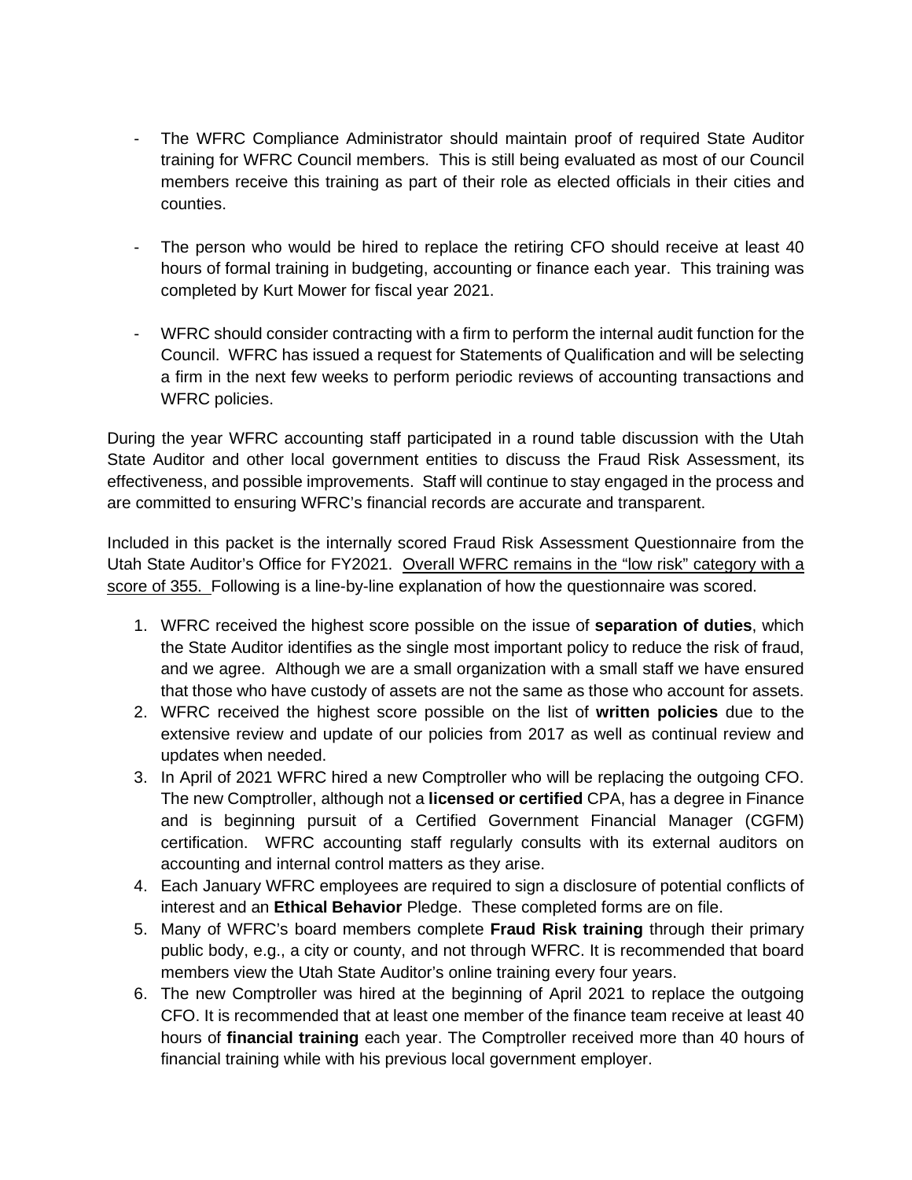- The WFRC Compliance Administrator should maintain proof of required State Auditor training for WFRC Council members. This is still being evaluated as most of our Council members receive this training as part of their role as elected officials in their cities and counties.

- The person who would be hired to replace the retiring CFO should receive at least 40 hours of formal training in budgeting, accounting or finance each year. This training was completed by Kurt Mower for fiscal year 2021.

- WFRC should consider contracting with a firm to perform the internal audit function for the Council. WFRC has issued a request for Statements of Qualification and will be selecting a firm in the next few weeks to perform periodic reviews of accounting transactions and WFRC policies.

During the year WFRC accounting staff participated in a round table discussion with the Utah State Auditor and other local government entities to discuss the Fraud Risk Assessment, its effectiveness, and possible improvements. Staff will continue to stay engaged in the process and are committed to ensuring WFRC's financial records are accurate and transparent.

Included in this packet is the internally scored Fraud Risk Assessment Questionnaire from the Utah State Auditor's Office for FY2021. <u>Overall WFRC remains in the "low risk" category with a score of 355.</u> Following is a line-by-line explanation of how the questionnaire was scored.

1. WFRC received the highest score possible on the issue of **separation of duties**, which the State Auditor identifies as the single most important policy to reduce the risk of fraud, and we agree. Although we are a small organization with a small staff we have ensured that those who have custody of assets are not the same as those who account for assets.
2. WFRC received the highest score possible on the list of **written policies** due to the extensive review and update of our policies from 2017 as well as continual review and updates when needed.
3. In April of 2021 WFRC hired a new Comptroller who will be replacing the outgoing CFO. The new Comptroller, although not a **licensed or certified** CPA, has a degree in Finance and is beginning pursuit of a Certified Government Financial Manager (CGFM) certification. WFRC accounting staff regularly consults with its external auditors on accounting and internal control matters as they arise.
4. Each January WFRC employees are required to sign a disclosure of potential conflicts of interest and an **Ethical Behavior** Pledge. These completed forms are on file.
5. Many of WFRC's board members complete **Fraud Risk training** through their primary public body, e.g., a city or county, and not through WFRC. It is recommended that board members view the Utah State Auditor's online training every four years.
6. The new Comptroller was hired at the beginning of April 2021 to replace the outgoing CFO. It is recommended that at least one member of the finance team receive at least 40 hours of **financial training** each year. The Comptroller received more than 40 hours of financial training while with his previous local government employer.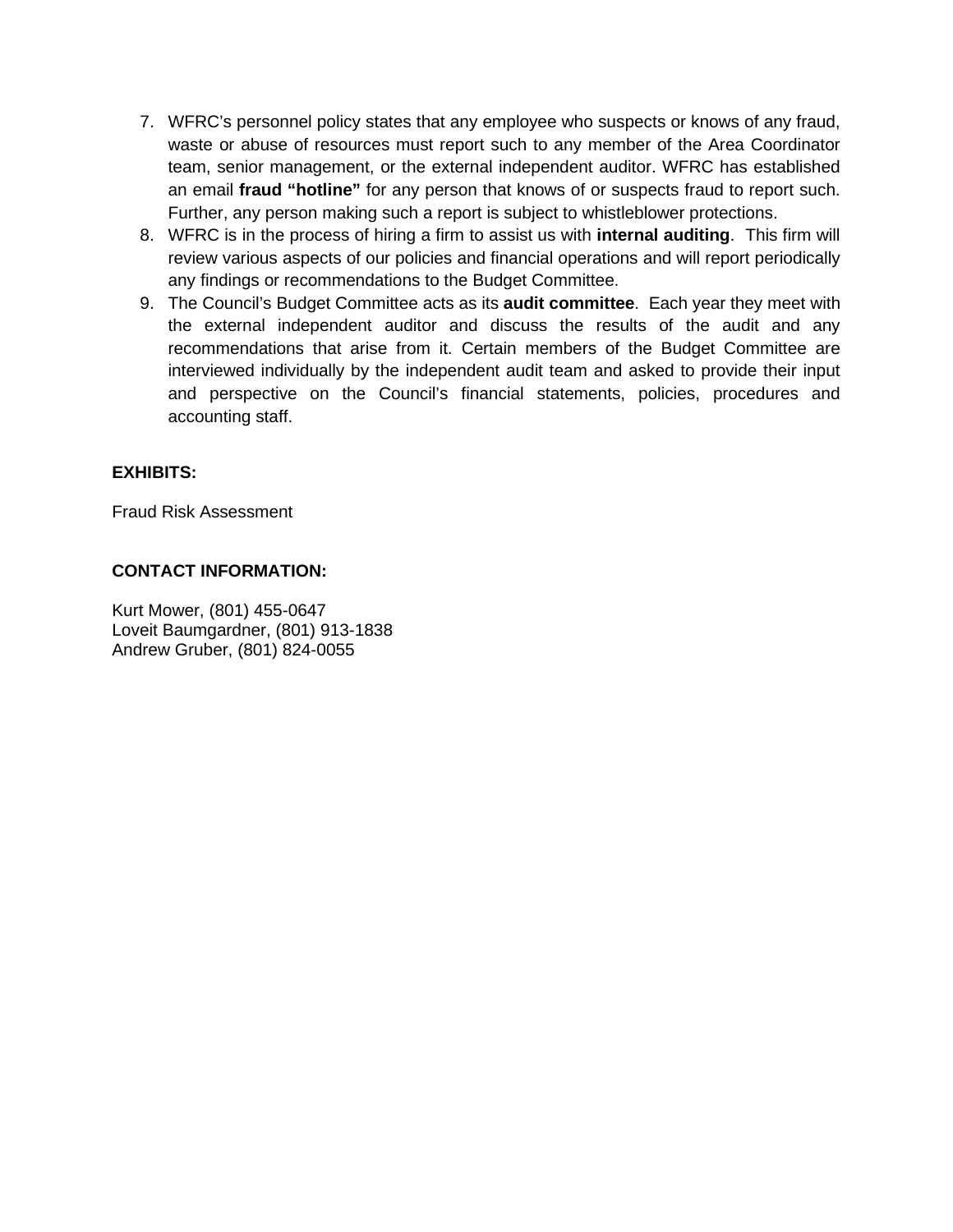7. WFRC's personnel policy states that any employee who suspects or knows of any fraud, waste or abuse of resources must report such to any member of the Area Coordinator team, senior management, or the external independent auditor. WFRC has established an email **fraud "hotline"** for any person that knows of or suspects fraud to report such. Further, any person making such a report is subject to whistleblower protections.
8. WFRC is in the process of hiring a firm to assist us with **internal auditing**. This firm will review various aspects of our policies and financial operations and will report periodically any findings or recommendations to the Budget Committee.
9. The Council's Budget Committee acts as its **audit committee**. Each year they meet with the external independent auditor and discuss the results of the audit and any recommendations that arise from it. Certain members of the Budget Committee are interviewed individually by the independent audit team and asked to provide their input and perspective on the Council's financial statements, policies, procedures and accounting staff.

**EXHIBITS:**

Fraud Risk Assessment

**CONTACT INFORMATION:**

Kurt Mower, (801) 455-0647
Loveit Baumgardner, (801) 913-1838
Andrew Gruber, (801) 824-0055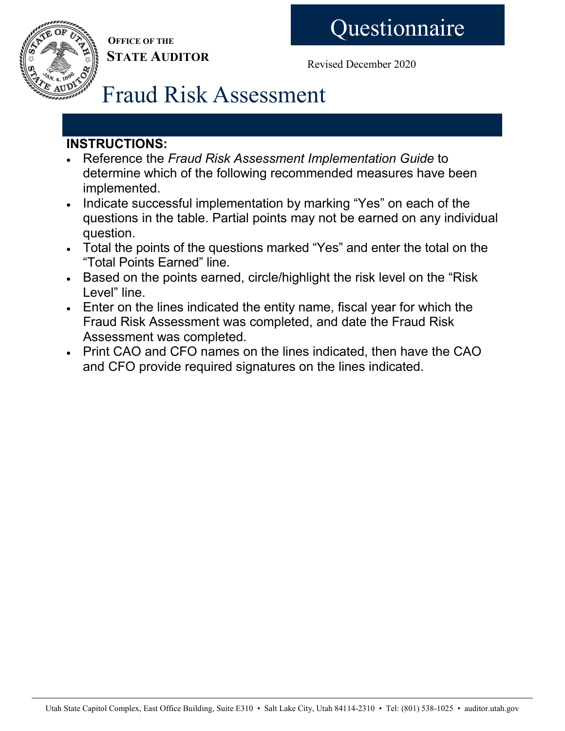**Office of the**
**State Auditor**

# Questionnaire

Revised December 2020

# Fraud Risk Assessment

**INSTRUCTIONS:**

- Reference the *Fraud Risk Assessment Implementation Guide* to determine which of the following recommended measures have been implemented.
- Indicate successful implementation by marking “Yes” on each of the questions in the table. Partial points may not be earned on any individual question.
- Total the points of the questions marked “Yes” and enter the total on the “Total Points Earned” line.
- Based on the points earned, circle/highlight the risk level on the “Risk Level” line.
- Enter on the lines indicated the entity name, fiscal year for which the Fraud Risk Assessment was completed, and date the Fraud Risk Assessment was completed.
- Print CAO and CFO names on the lines indicated, then have the CAO and CFO provide required signatures on the lines indicated.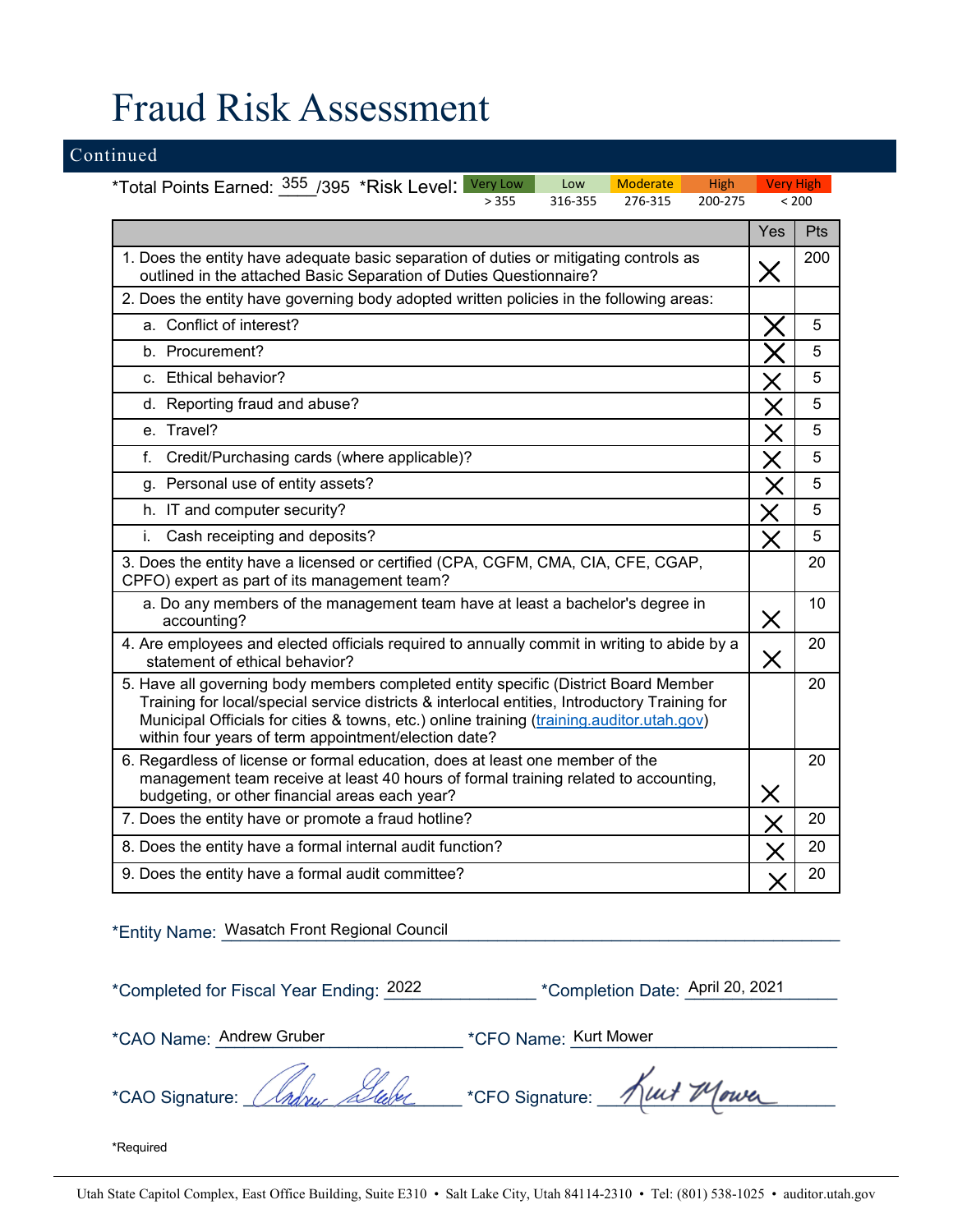# Fraud Risk Assessment

## Continued

*Total Points Earned: 355 /395 *Risk Level:

| Very Low | Low | Moderate | High | Very High |
|---|---|---|---|---|
| > 355 | 316-355 | 276-315 | 200-275 | < 200 |

| | Yes | Pts |
|---|---|---|
| 1. Does the entity have adequate basic separation of duties or mitigating controls as outlined in the attached Basic Separation of Duties Questionnaire? | X | 200 |
| 2. Does the entity have governing body adopted written policies in the following areas: | | |
| a. Conflict of interest? | X | 5 |
| b. Procurement? | X | 5 |
| c. Ethical behavior? | X | 5 |
| d. Reporting fraud and abuse? | X | 5 |
| e. Travel? | X | 5 |
| f. Credit/Purchasing cards (where applicable)? | X | 5 |
| g. Personal use of entity assets? | X | 5 |
| h. IT and computer security? | X | 5 |
| i. Cash receipting and deposits? | X | 5 |
| 3. Does the entity have a licensed or certified (CPA, CGFM, CMA, CIA, CFE, CGAP, CPFO) expert as part of its management team? | | 20 |
| a. Do any members of the management team have at least a bachelor's degree in accounting? | X | 10 |
| 4. Are employees and elected officials required to annually commit in writing to abide by a statement of ethical behavior? | X | 20 |
| 5. Have all governing body members completed entity specific (District Board Member Training for local/special service districts & interlocal entities, Introductory Training for Municipal Officials for cities & towns, etc.) online training (training.auditor.utah.gov) within four years of term appointment/election date? | | 20 |
| 6. Regardless of license or formal education, does at least one member of the management team receive at least 40 hours of formal training related to accounting, budgeting, or other financial areas each year? | X | 20 |
| 7. Does the entity have or promote a fraud hotline? | X | 20 |
| 8. Does the entity have a formal internal audit function? | X | 20 |
| 9. Does the entity have a formal audit committee? | X | 20 |

*Entity Name: Wasatch Front Regional Council

*Completed for Fiscal Year Ending: 2022 *Completion Date: April 20, 2021

*CAO Name: Andrew Gruber *CFO Name: Kurt Mower

*CAO Signature: Andrew Gruber *CFO Signature: Kurt Mower

*Required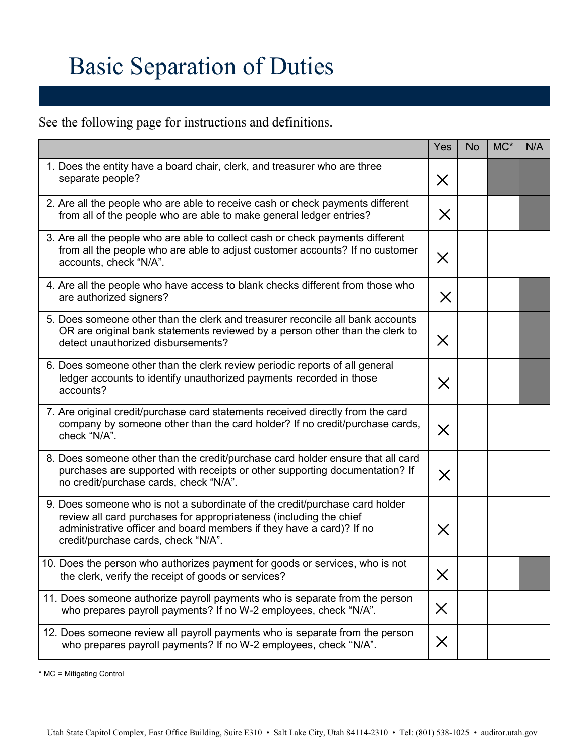# Basic Separation of Duties

See the following page for instructions and definitions.

| | Yes | No | MC* | N/A |
|---|---|---|---|---|
| 1. Does the entity have a board chair, clerk, and treasurer who are three separate people? | X | | | |
| 2. Are all the people who are able to receive cash or check payments different from all of the people who are able to make general ledger entries? | X | | | |
| 3. Are all the people who are able to collect cash or check payments different from all the people who are able to adjust customer accounts? If no customer accounts, check "N/A". | X | | | |
| 4. Are all the people who have access to blank checks different from those who are authorized signers? | X | | | |
| 5. Does someone other than the clerk and treasurer reconcile all bank accounts OR are original bank statements reviewed by a person other than the clerk to detect unauthorized disbursements? | X | | | |
| 6. Does someone other than the clerk review periodic reports of all general ledger accounts to identify unauthorized payments recorded in those accounts? | X | | | |
| 7. Are original credit/purchase card statements received directly from the card company by someone other than the card holder? If no credit/purchase cards, check "N/A". | X | | | |
| 8. Does someone other than the credit/purchase card holder ensure that all card purchases are supported with receipts or other supporting documentation? If no credit/purchase cards, check "N/A". | X | | | |
| 9. Does someone who is not a subordinate of the credit/purchase card holder review all card purchases for appropriateness (including the chief administrative officer and board members if they have a card)? If no credit/purchase cards, check "N/A". | X | | | |
| 10. Does the person who authorizes payment for goods or services, who is not the clerk, verify the receipt of goods or services? | X | | | |
| 11. Does someone authorize payroll payments who is separate from the person who prepares payroll payments? If no W-2 employees, check "N/A". | X | | | |
| 12. Does someone review all payroll payments who is separate from the person who prepares payroll payments? If no W-2 employees, check "N/A". | X | | | |

* MC = Mitigating Control

Utah State Capitol Complex, East Office Building, Suite E310 • Salt Lake City, Utah 84114-2310 • Tel: (801) 538-1025 • auditor.utah.gov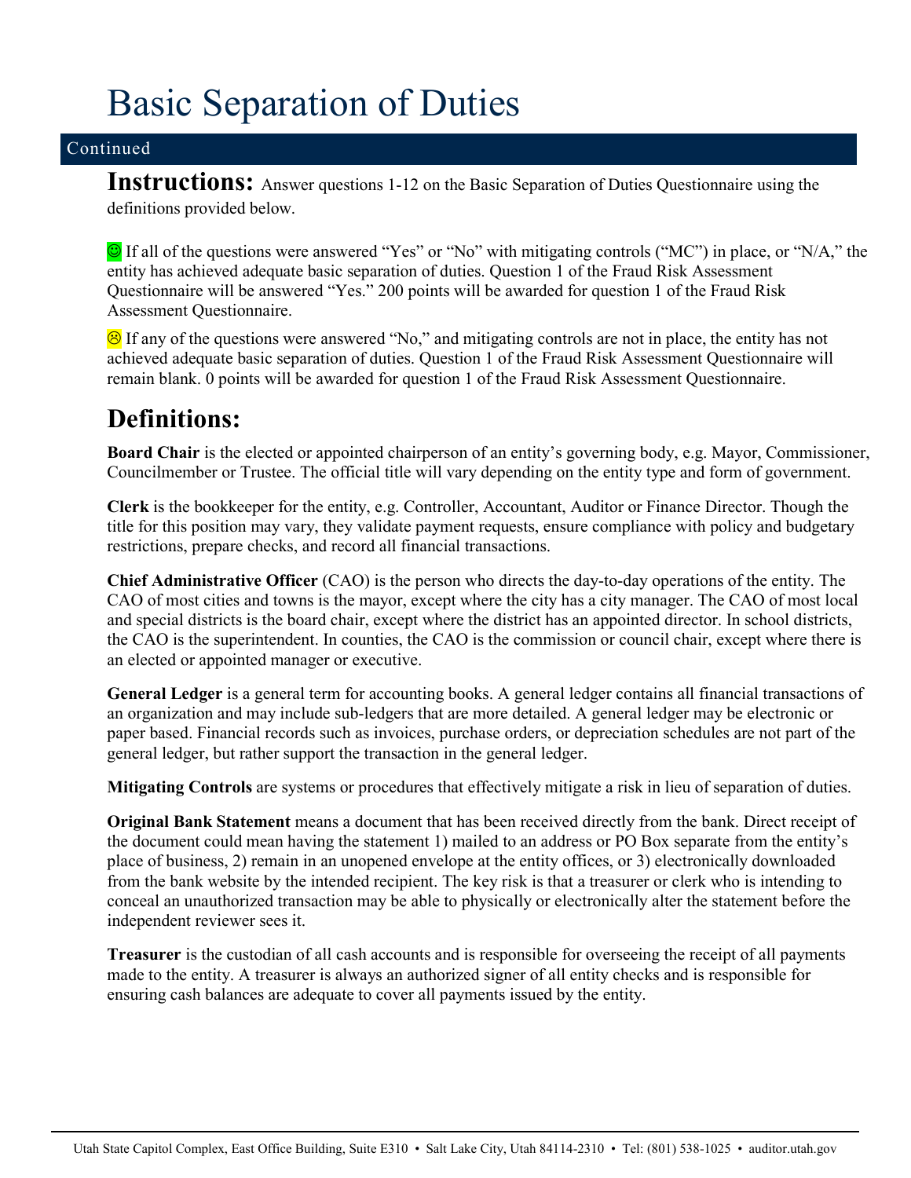# Basic Separation of Duties

Continued

**Instructions:** Answer questions 1-12 on the Basic Separation of Duties Questionnaire using the definitions provided below.

☺ If all of the questions were answered "Yes" or "No" with mitigating controls ("MC") in place, or "N/A," the entity has achieved adequate basic separation of duties. Question 1 of the Fraud Risk Assessment Questionnaire will be answered "Yes." 200 points will be awarded for question 1 of the Fraud Risk Assessment Questionnaire.

☹ If any of the questions were answered "No," and mitigating controls are not in place, the entity has not achieved adequate basic separation of duties. Question 1 of the Fraud Risk Assessment Questionnaire will remain blank. 0 points will be awarded for question 1 of the Fraud Risk Assessment Questionnaire.

## Definitions:

**Board Chair** is the elected or appointed chairperson of an entity's governing body, e.g. Mayor, Commissioner, Councilmember or Trustee. The official title will vary depending on the entity type and form of government.

**Clerk** is the bookkeeper for the entity, e.g. Controller, Accountant, Auditor or Finance Director. Though the title for this position may vary, they validate payment requests, ensure compliance with policy and budgetary restrictions, prepare checks, and record all financial transactions.

**Chief Administrative Officer** (CAO) is the person who directs the day-to-day operations of the entity. The CAO of most cities and towns is the mayor, except where the city has a city manager. The CAO of most local and special districts is the board chair, except where the district has an appointed director. In school districts, the CAO is the superintendent. In counties, the CAO is the commission or council chair, except where there is an elected or appointed manager or executive.

**General Ledger** is a general term for accounting books. A general ledger contains all financial transactions of an organization and may include sub-ledgers that are more detailed. A general ledger may be electronic or paper based. Financial records such as invoices, purchase orders, or depreciation schedules are not part of the general ledger, but rather support the transaction in the general ledger.

**Mitigating Controls** are systems or procedures that effectively mitigate a risk in lieu of separation of duties.

**Original Bank Statement** means a document that has been received directly from the bank. Direct receipt of the document could mean having the statement 1) mailed to an address or PO Box separate from the entity's place of business, 2) remain in an unopened envelope at the entity offices, or 3) electronically downloaded from the bank website by the intended recipient. The key risk is that a treasurer or clerk who is intending to conceal an unauthorized transaction may be able to physically or electronically alter the statement before the independent reviewer sees it.

**Treasurer** is the custodian of all cash accounts and is responsible for overseeing the receipt of all payments made to the entity. A treasurer is always an authorized signer of all entity checks and is responsible for ensuring cash balances are adequate to cover all payments issued by the entity.